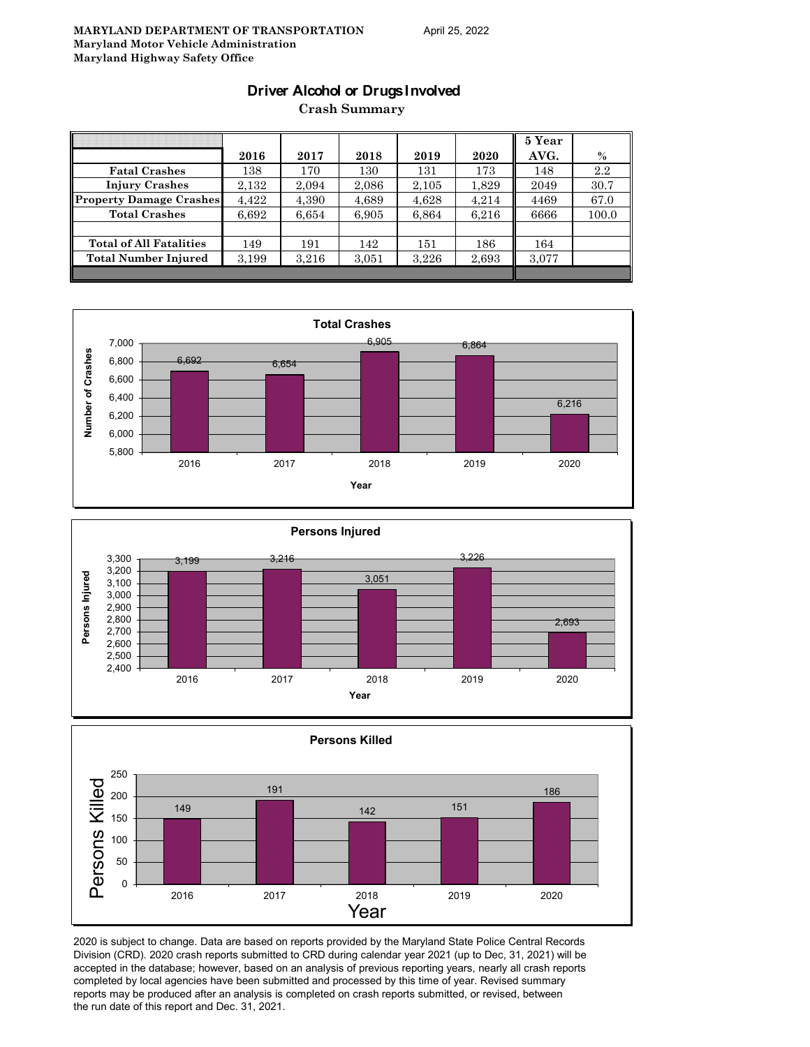**MARYLAND DEPARTMENT OF TRANSPORTATION**
**Maryland Motor Vehicle Administration**
**Maryland Highway Safety Office**

April 25, 2022

## Driver Alcohol or Drugs Involved

**Crash Summary**

| | 2016 | 2017 | 2018 | 2019 | 2020 | 5 Year AVG. | % |
|---|---|---|---|---|---|---|---|
| Fatal Crashes | 138 | 170 | 130 | 131 | 173 | 148 | 2.2 |
| Injury Crashes | 2,132 | 2,094 | 2,086 | 2,105 | 1,829 | 2049 | 30.7 |
| Property Damage Crashes | 4,422 | 4,390 | 4,689 | 4,628 | 4,214 | 4469 | 67.0 |
| Total Crashes | 6,692 | 6,654 | 6,905 | 6,864 | 6,216 | 6666 | 100.0 |
| | | | | | | | |
| Total of All Fatalities | 149 | 191 | 142 | 151 | 186 | 164 | |
| Total Number Injured | 3,199 | 3,216 | 3,051 | 3,226 | 2,693 | 3,077 | |

**Total Crashes**

| Year | Number of Crashes |
|---|---|
| 2016 | 6,692 |
| 2017 | 6,654 |
| 2018 | 6,905 |
| 2019 | 6,864 |
| 2020 | 6,216 |

**Persons Injured**

| Year | Persons Injured |
|---|---|
| 2016 | 3,199 |
| 2017 | 3,216 |
| 2018 | 3,051 |
| 2019 | 3,226 |
| 2020 | 2,693 |

**Persons Killed**

| Year | Persons Killed |
|---|---|
| 2016 | 149 |
| 2017 | 191 |
| 2018 | 142 |
| 2019 | 151 |
| 2020 | 186 |

2020 is subject to change. Data are based on reports provided by the Maryland State Police Central Records Division (CRD). 2020 crash reports submitted to CRD during calendar year 2021 (up to Dec, 31, 2021) will be accepted in the database; however, based on an analysis of previous reporting years, nearly all crash reports completed by local agencies have been submitted and processed by this time of year. Revised summary reports may be produced after an analysis is completed on crash reports submitted, or revised, between the run date of this report and Dec. 31, 2021.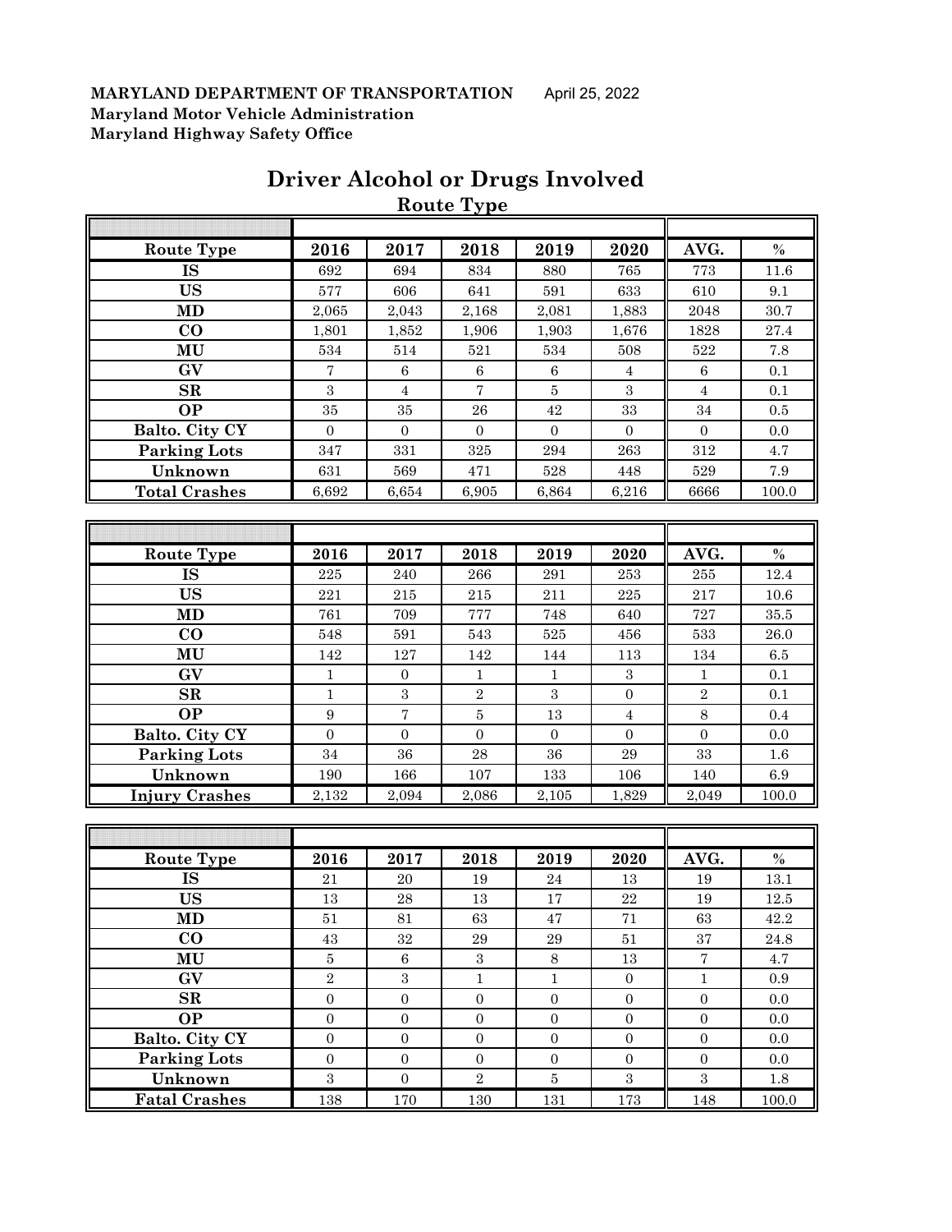**MARYLAND DEPARTMENT OF TRANSPORTATION** April 25, 2022
**Maryland Motor Vehicle Administration**
**Maryland Highway Safety Office**

# Driver Alcohol or Drugs Involved

## Route Type

| Route Type | 2016 | 2017 | 2018 | 2019 | 2020 | AVG. | % |
|---|---|---|---|---|---|---|---|
| IS | 692 | 694 | 834 | 880 | 765 | 773 | 11.6 |
| US | 577 | 606 | 641 | 591 | 633 | 610 | 9.1 |
| MD | 2,065 | 2,043 | 2,168 | 2,081 | 1,883 | 2048 | 30.7 |
| CO | 1,801 | 1,852 | 1,906 | 1,903 | 1,676 | 1828 | 27.4 |
| MU | 534 | 514 | 521 | 534 | 508 | 522 | 7.8 |
| GV | 7 | 6 | 6 | 6 | 4 | 6 | 0.1 |
| SR | 3 | 4 | 7 | 5 | 3 | 4 | 0.1 |
| OP | 35 | 35 | 26 | 42 | 33 | 34 | 0.5 |
| Balto. City CY | 0 | 0 | 0 | 0 | 0 | 0 | 0.0 |
| Parking Lots | 347 | 331 | 325 | 294 | 263 | 312 | 4.7 |
| Unknown | 631 | 569 | 471 | 528 | 448 | 529 | 7.9 |
| Total Crashes | 6,692 | 6,654 | 6,905 | 6,864 | 6,216 | 6666 | 100.0 |

| Route Type | 2016 | 2017 | 2018 | 2019 | 2020 | AVG. | % |
|---|---|---|---|---|---|---|---|
| IS | 225 | 240 | 266 | 291 | 253 | 255 | 12.4 |
| US | 221 | 215 | 215 | 211 | 225 | 217 | 10.6 |
| MD | 761 | 709 | 777 | 748 | 640 | 727 | 35.5 |
| CO | 548 | 591 | 543 | 525 | 456 | 533 | 26.0 |
| MU | 142 | 127 | 142 | 144 | 113 | 134 | 6.5 |
| GV | 1 | 0 | 1 | 1 | 3 | 1 | 0.1 |
| SR | 1 | 3 | 2 | 3 | 0 | 2 | 0.1 |
| OP | 9 | 7 | 5 | 13 | 4 | 8 | 0.4 |
| Balto. City CY | 0 | 0 | 0 | 0 | 0 | 0 | 0.0 |
| Parking Lots | 34 | 36 | 28 | 36 | 29 | 33 | 1.6 |
| Unknown | 190 | 166 | 107 | 133 | 106 | 140 | 6.9 |
| Injury Crashes | 2,132 | 2,094 | 2,086 | 2,105 | 1,829 | 2,049 | 100.0 |

| Route Type | 2016 | 2017 | 2018 | 2019 | 2020 | AVG. | % |
|---|---|---|---|---|---|---|---|
| IS | 21 | 20 | 19 | 24 | 13 | 19 | 13.1 |
| US | 13 | 28 | 13 | 17 | 22 | 19 | 12.5 |
| MD | 51 | 81 | 63 | 47 | 71 | 63 | 42.2 |
| CO | 43 | 32 | 29 | 29 | 51 | 37 | 24.8 |
| MU | 5 | 6 | 3 | 8 | 13 | 7 | 4.7 |
| GV | 2 | 3 | 1 | 1 | 0 | 1 | 0.9 |
| SR | 0 | 0 | 0 | 0 | 0 | 0 | 0.0 |
| OP | 0 | 0 | 0 | 0 | 0 | 0 | 0.0 |
| Balto. City CY | 0 | 0 | 0 | 0 | 0 | 0 | 0.0 |
| Parking Lots | 0 | 0 | 0 | 0 | 0 | 0 | 0.0 |
| Unknown | 3 | 0 | 2 | 5 | 3 | 3 | 1.8 |
| Fatal Crashes | 138 | 170 | 130 | 131 | 173 | 148 | 100.0 |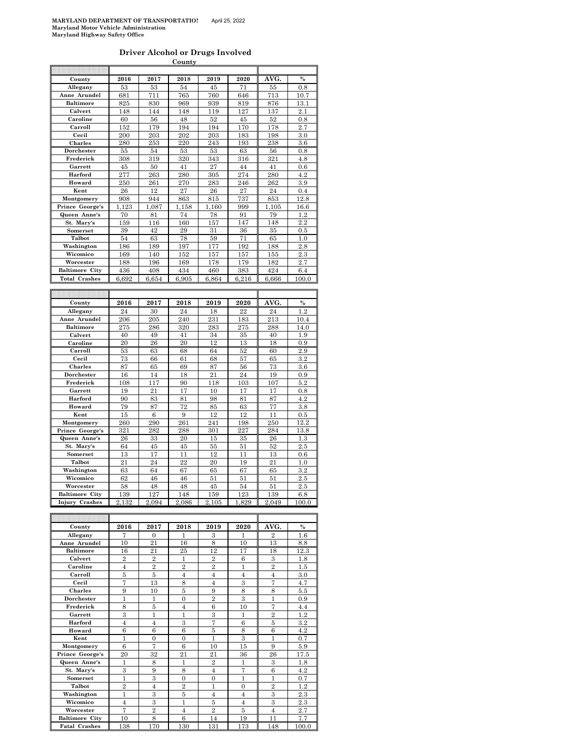**MARYLAND DEPARTMENT OF TRANSPORTATIO**  April 25, 2022
**Maryland Motor Vehicle Administration**
**Maryland Highway Safety Office**

## Driver Alcohol or Drugs Involved

**County**

| County | 2016 | 2017 | 2018 | 2019 | 2020 | AVG. | % |
|---|---|---|---|---|---|---|---|
| Allegany | 53 | 53 | 54 | 45 | 71 | 55 | 0.8 |
| Anne Arundel | 681 | 711 | 765 | 760 | 646 | 713 | 10.7 |
| Baltimore | 825 | 830 | 969 | 939 | 819 | 876 | 13.1 |
| Calvert | 148 | 144 | 148 | 119 | 127 | 137 | 2.1 |
| Caroline | 60 | 56 | 48 | 52 | 45 | 52 | 0.8 |
| Carroll | 152 | 179 | 194 | 194 | 170 | 178 | 2.7 |
| Cecil | 200 | 203 | 202 | 203 | 183 | 198 | 3.0 |
| Charles | 280 | 253 | 220 | 243 | 193 | 238 | 3.6 |
| Dorchester | 55 | 54 | 53 | 53 | 63 | 56 | 0.8 |
| Frederick | 308 | 319 | 320 | 343 | 316 | 321 | 4.8 |
| Garrett | 45 | 50 | 41 | 27 | 44 | 41 | 0.6 |
| Harford | 277 | 263 | 280 | 305 | 274 | 280 | 4.2 |
| Howard | 250 | 261 | 270 | 283 | 246 | 262 | 3.9 |
| Kent | 26 | 12 | 27 | 26 | 27 | 24 | 0.4 |
| Montgomery | 908 | 944 | 863 | 815 | 737 | 853 | 12.8 |
| Prince George's | 1,123 | 1,087 | 1,158 | 1,160 | 999 | 1,105 | 16.6 |
| Queen Anne's | 70 | 81 | 74 | 78 | 91 | 79 | 1.2 |
| St. Mary's | 159 | 116 | 160 | 157 | 147 | 148 | 2.2 |
| Somerset | 39 | 42 | 29 | 31 | 36 | 35 | 0.5 |
| Talbot | 54 | 63 | 78 | 59 | 71 | 65 | 1.0 |
| Washington | 186 | 189 | 197 | 177 | 192 | 188 | 2.8 |
| Wicomico | 169 | 140 | 152 | 157 | 157 | 155 | 2.3 |
| Worcester | 188 | 196 | 169 | 178 | 179 | 182 | 2.7 |
| Baltimore City | 436 | 408 | 434 | 460 | 383 | 424 | 6.4 |
| Total Crashes | 6,692 | 6,654 | 6,905 | 6,864 | 6,216 | 6,666 | 100.0 |

| County | 2016 | 2017 | 2018 | 2019 | 2020 | AVG. | % |
|---|---|---|---|---|---|---|---|
| Allegany | 24 | 30 | 24 | 18 | 22 | 24 | 1.2 |
| Anne Arundel | 206 | 205 | 240 | 231 | 183 | 213 | 10.4 |
| Baltimore | 275 | 286 | 320 | 283 | 275 | 288 | 14.0 |
| Calvert | 40 | 49 | 41 | 34 | 35 | 40 | 1.9 |
| Caroline | 20 | 26 | 20 | 12 | 13 | 18 | 0.9 |
| Carroll | 53 | 63 | 68 | 64 | 52 | 60 | 2.9 |
| Cecil | 73 | 66 | 61 | 68 | 57 | 65 | 3.2 |
| Charles | 87 | 65 | 69 | 87 | 56 | 73 | 3.6 |
| Dorchester | 16 | 14 | 18 | 21 | 24 | 19 | 0.9 |
| Frederick | 108 | 117 | 90 | 118 | 103 | 107 | 5.2 |
| Garrett | 19 | 21 | 17 | 10 | 17 | 17 | 0.8 |
| Harford | 90 | 83 | 81 | 98 | 81 | 87 | 4.2 |
| Howard | 79 | 87 | 72 | 85 | 63 | 77 | 3.8 |
| Kent | 15 | 6 | 9 | 12 | 12 | 11 | 0.5 |
| Montgomery | 260 | 290 | 261 | 241 | 198 | 250 | 12.2 |
| Prince George's | 321 | 282 | 288 | 301 | 227 | 284 | 13.8 |
| Queen Anne's | 26 | 33 | 20 | 15 | 35 | 26 | 1.3 |
| St. Mary's | 64 | 45 | 45 | 55 | 51 | 52 | 2.5 |
| Somerset | 13 | 17 | 11 | 12 | 11 | 13 | 0.6 |
| Talbot | 21 | 24 | 22 | 20 | 19 | 21 | 1.0 |
| Washington | 63 | 64 | 67 | 65 | 67 | 65 | 3.2 |
| Wicomico | 62 | 46 | 46 | 51 | 51 | 51 | 2.5 |
| Worcester | 58 | 48 | 48 | 45 | 54 | 51 | 2.5 |
| Baltimore City | 139 | 127 | 148 | 159 | 123 | 139 | 6.8 |
| Injury Crashes | 2,132 | 2,094 | 2,086 | 2,105 | 1,829 | 2,049 | 100.0 |

| County | 2016 | 2017 | 2018 | 2019 | 2020 | AVG. | % |
|---|---|---|---|---|---|---|---|
| Allegany | 7 | 0 | 1 | 3 | 1 | 2 | 1.6 |
| Anne Arundel | 10 | 21 | 16 | 8 | 10 | 13 | 8.8 |
| Baltimore | 16 | 21 | 25 | 12 | 17 | 18 | 12.3 |
| Calvert | 2 | 2 | 1 | 2 | 6 | 3 | 1.8 |
| Caroline | 4 | 2 | 2 | 2 | 1 | 2 | 1.5 |
| Carroll | 5 | 5 | 4 | 4 | 4 | 4 | 3.0 |
| Cecil | 7 | 13 | 8 | 4 | 3 | 7 | 4.7 |
| Charles | 9 | 10 | 5 | 9 | 8 | 8 | 5.5 |
| Dorchester | 1 | 1 | 0 | 2 | 3 | 1 | 0.9 |
| Frederick | 8 | 5 | 4 | 6 | 10 | 7 | 4.4 |
| Garrett | 3 | 1 | 1 | 3 | 1 | 2 | 1.2 |
| Harford | 4 | 4 | 3 | 7 | 6 | 5 | 3.2 |
| Howard | 6 | 6 | 6 | 5 | 8 | 6 | 4.2 |
| Kent | 1 | 0 | 0 | 1 | 3 | 1 | 0.7 |
| Montgomery | 6 | 7 | 6 | 10 | 15 | 9 | 5.9 |
| Prince George's | 20 | 32 | 21 | 21 | 36 | 26 | 17.5 |
| Queen Anne's | 1 | 8 | 1 | 2 | 1 | 3 | 1.8 |
| St. Mary's | 3 | 9 | 8 | 4 | 7 | 6 | 4.2 |
| Somerset | 1 | 3 | 0 | 0 | 1 | 1 | 0.7 |
| Talbot | 2 | 4 | 2 | 1 | 0 | 2 | 1.2 |
| Washington | 1 | 3 | 5 | 4 | 4 | 3 | 2.3 |
| Wicomico | 4 | 3 | 1 | 5 | 4 | 3 | 2.3 |
| Worcester | 7 | 2 | 4 | 2 | 5 | 4 | 2.7 |
| Baltimore City | 10 | 8 | 6 | 14 | 19 | 11 | 7.7 |
| Fatal Crashes | 138 | 170 | 130 | 131 | 173 | 148 | 100.0 |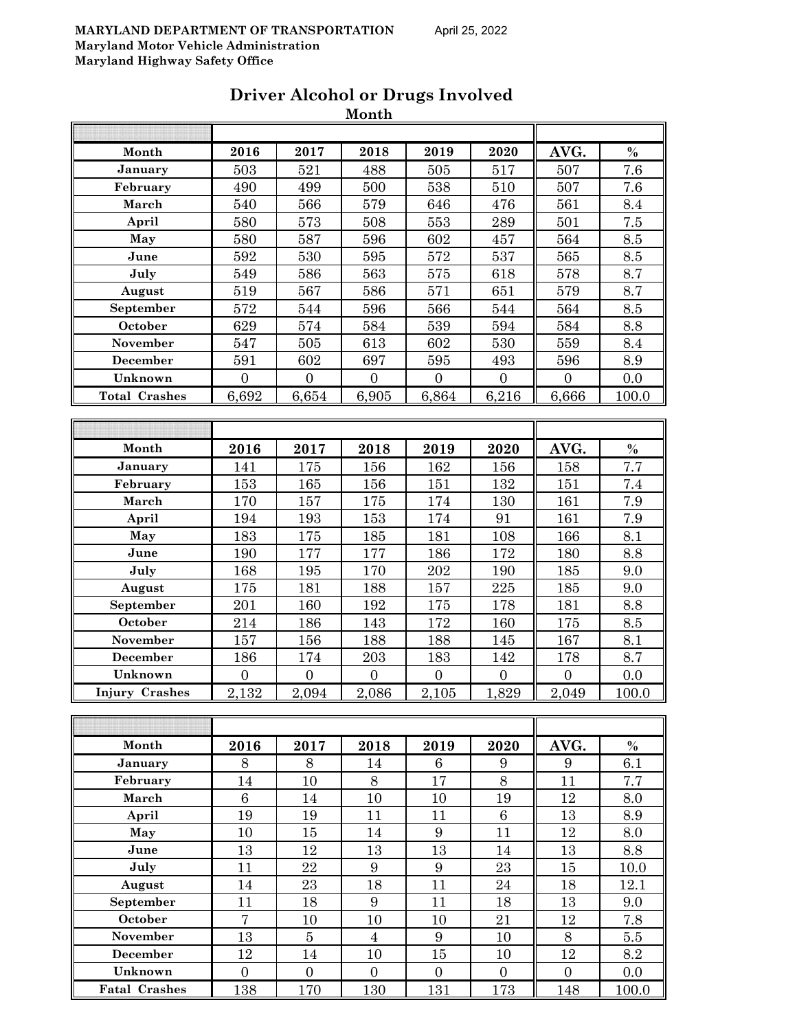**MARYLAND DEPARTMENT OF TRANSPORTATION** April 25, 2022

**Maryland Motor Vehicle Administration**

**Maryland Highway Safety Office**

# Driver Alcohol or Drugs Involved

## Month

| Month | 2016 | 2017 | 2018 | 2019 | 2020 | AVG. | % |
|---|---|---|---|---|---|---|---|
| January | 503 | 521 | 488 | 505 | 517 | 507 | 7.6 |
| February | 490 | 499 | 500 | 538 | 510 | 507 | 7.6 |
| March | 540 | 566 | 579 | 646 | 476 | 561 | 8.4 |
| April | 580 | 573 | 508 | 553 | 289 | 501 | 7.5 |
| May | 580 | 587 | 596 | 602 | 457 | 564 | 8.5 |
| June | 592 | 530 | 595 | 572 | 537 | 565 | 8.5 |
| July | 549 | 586 | 563 | 575 | 618 | 578 | 8.7 |
| August | 519 | 567 | 586 | 571 | 651 | 579 | 8.7 |
| September | 572 | 544 | 596 | 566 | 544 | 564 | 8.5 |
| October | 629 | 574 | 584 | 539 | 594 | 584 | 8.8 |
| November | 547 | 505 | 613 | 602 | 530 | 559 | 8.4 |
| December | 591 | 602 | 697 | 595 | 493 | 596 | 8.9 |
| Unknown | 0 | 0 | 0 | 0 | 0 | 0 | 0.0 |
| Total Crashes | 6,692 | 6,654 | 6,905 | 6,864 | 6,216 | 6,666 | 100.0 |

| Month | 2016 | 2017 | 2018 | 2019 | 2020 | AVG. | % |
|---|---|---|---|---|---|---|---|
| January | 141 | 175 | 156 | 162 | 156 | 158 | 7.7 |
| February | 153 | 165 | 156 | 151 | 132 | 151 | 7.4 |
| March | 170 | 157 | 175 | 174 | 130 | 161 | 7.9 |
| April | 194 | 193 | 153 | 174 | 91 | 161 | 7.9 |
| May | 183 | 175 | 185 | 181 | 108 | 166 | 8.1 |
| June | 190 | 177 | 177 | 186 | 172 | 180 | 8.8 |
| July | 168 | 195 | 170 | 202 | 190 | 185 | 9.0 |
| August | 175 | 181 | 188 | 157 | 225 | 185 | 9.0 |
| September | 201 | 160 | 192 | 175 | 178 | 181 | 8.8 |
| October | 214 | 186 | 143 | 172 | 160 | 175 | 8.5 |
| November | 157 | 156 | 188 | 188 | 145 | 167 | 8.1 |
| December | 186 | 174 | 203 | 183 | 142 | 178 | 8.7 |
| Unknown | 0 | 0 | 0 | 0 | 0 | 0 | 0.0 |
| Injury Crashes | 2,132 | 2,094 | 2,086 | 2,105 | 1,829 | 2,049 | 100.0 |

| Month | 2016 | 2017 | 2018 | 2019 | 2020 | AVG. | % |
|---|---|---|---|---|---|---|---|
| January | 8 | 8 | 14 | 6 | 9 | 9 | 6.1 |
| February | 14 | 10 | 8 | 17 | 8 | 11 | 7.7 |
| March | 6 | 14 | 10 | 10 | 19 | 12 | 8.0 |
| April | 19 | 19 | 11 | 11 | 6 | 13 | 8.9 |
| May | 10 | 15 | 14 | 9 | 11 | 12 | 8.0 |
| June | 13 | 12 | 13 | 13 | 14 | 13 | 8.8 |
| July | 11 | 22 | 9 | 9 | 23 | 15 | 10.0 |
| August | 14 | 23 | 18 | 11 | 24 | 18 | 12.1 |
| September | 11 | 18 | 9 | 11 | 18 | 13 | 9.0 |
| October | 7 | 10 | 10 | 10 | 21 | 12 | 7.8 |
| November | 13 | 5 | 4 | 9 | 10 | 8 | 5.5 |
| December | 12 | 14 | 10 | 15 | 10 | 12 | 8.2 |
| Unknown | 0 | 0 | 0 | 0 | 0 | 0 | 0.0 |
| Fatal Crashes | 138 | 170 | 130 | 131 | 173 | 148 | 100.0 |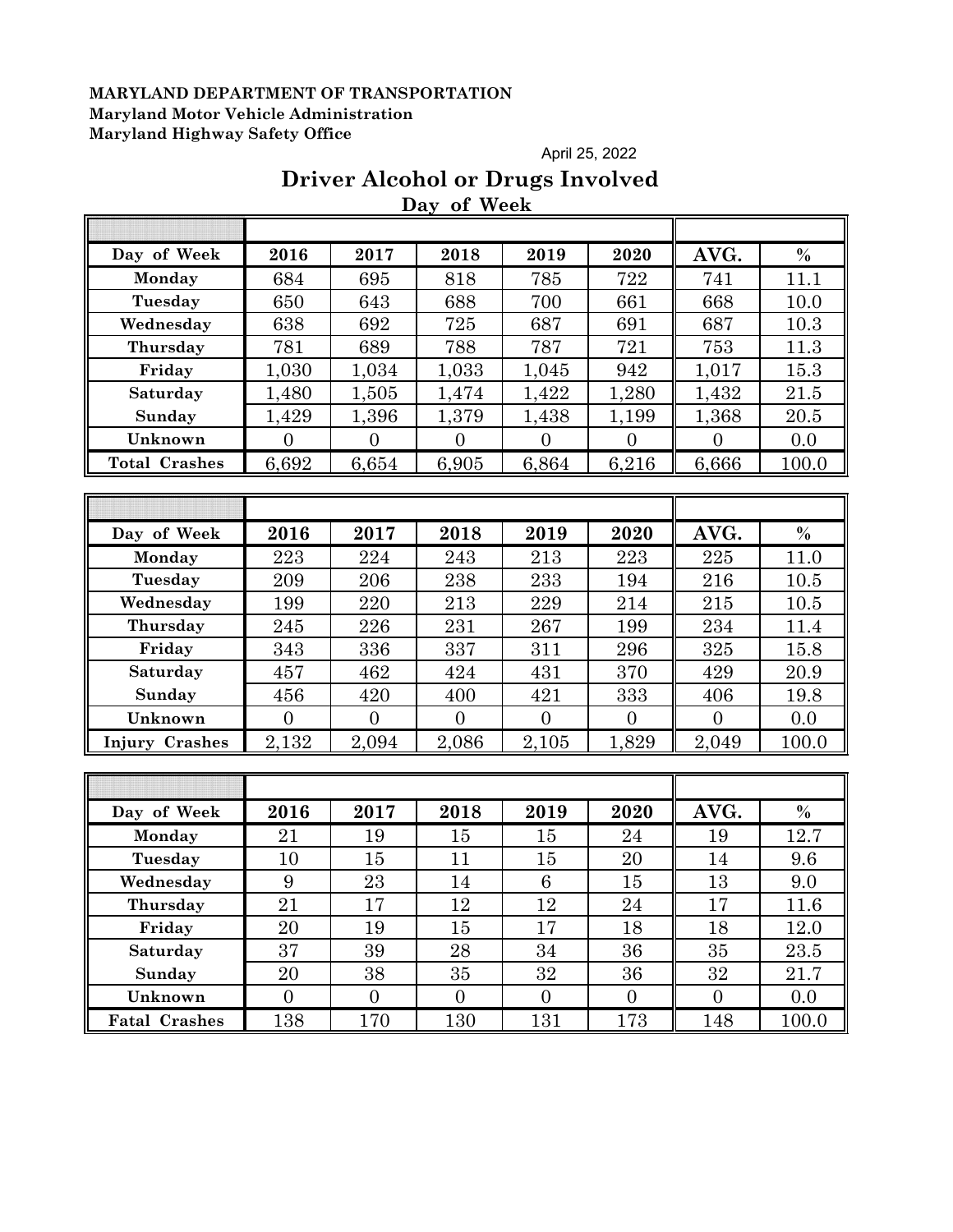**MARYLAND DEPARTMENT OF TRANSPORTATION**
**Maryland Motor Vehicle Administration**
**Maryland Highway Safety Office**

April 25, 2022

# Driver Alcohol or Drugs Involved

## Day of Week

| Day of Week | 2016 | 2017 | 2018 | 2019 | 2020 | AVG. | % |
|---|---|---|---|---|---|---|---|
| Monday | 684 | 695 | 818 | 785 | 722 | 741 | 11.1 |
| Tuesday | 650 | 643 | 688 | 700 | 661 | 668 | 10.0 |
| Wednesday | 638 | 692 | 725 | 687 | 691 | 687 | 10.3 |
| Thursday | 781 | 689 | 788 | 787 | 721 | 753 | 11.3 |
| Friday | 1,030 | 1,034 | 1,033 | 1,045 | 942 | 1,017 | 15.3 |
| Saturday | 1,480 | 1,505 | 1,474 | 1,422 | 1,280 | 1,432 | 21.5 |
| Sunday | 1,429 | 1,396 | 1,379 | 1,438 | 1,199 | 1,368 | 20.5 |
| Unknown | 0 | 0 | 0 | 0 | 0 | 0 | 0.0 |
| Total Crashes | 6,692 | 6,654 | 6,905 | 6,864 | 6,216 | 6,666 | 100.0 |

| Day of Week | 2016 | 2017 | 2018 | 2019 | 2020 | AVG. | % |
|---|---|---|---|---|---|---|---|
| Monday | 223 | 224 | 243 | 213 | 223 | 225 | 11.0 |
| Tuesday | 209 | 206 | 238 | 233 | 194 | 216 | 10.5 |
| Wednesday | 199 | 220 | 213 | 229 | 214 | 215 | 10.5 |
| Thursday | 245 | 226 | 231 | 267 | 199 | 234 | 11.4 |
| Friday | 343 | 336 | 337 | 311 | 296 | 325 | 15.8 |
| Saturday | 457 | 462 | 424 | 431 | 370 | 429 | 20.9 |
| Sunday | 456 | 420 | 400 | 421 | 333 | 406 | 19.8 |
| Unknown | 0 | 0 | 0 | 0 | 0 | 0 | 0.0 |
| Injury Crashes | 2,132 | 2,094 | 2,086 | 2,105 | 1,829 | 2,049 | 100.0 |

| Day of Week | 2016 | 2017 | 2018 | 2019 | 2020 | AVG. | % |
|---|---|---|---|---|---|---|---|
| Monday | 21 | 19 | 15 | 15 | 24 | 19 | 12.7 |
| Tuesday | 10 | 15 | 11 | 15 | 20 | 14 | 9.6 |
| Wednesday | 9 | 23 | 14 | 6 | 15 | 13 | 9.0 |
| Thursday | 21 | 17 | 12 | 12 | 24 | 17 | 11.6 |
| Friday | 20 | 19 | 15 | 17 | 18 | 18 | 12.0 |
| Saturday | 37 | 39 | 28 | 34 | 36 | 35 | 23.5 |
| Sunday | 20 | 38 | 35 | 32 | 36 | 32 | 21.7 |
| Unknown | 0 | 0 | 0 | 0 | 0 | 0 | 0.0 |
| Fatal Crashes | 138 | 170 | 130 | 131 | 173 | 148 | 100.0 |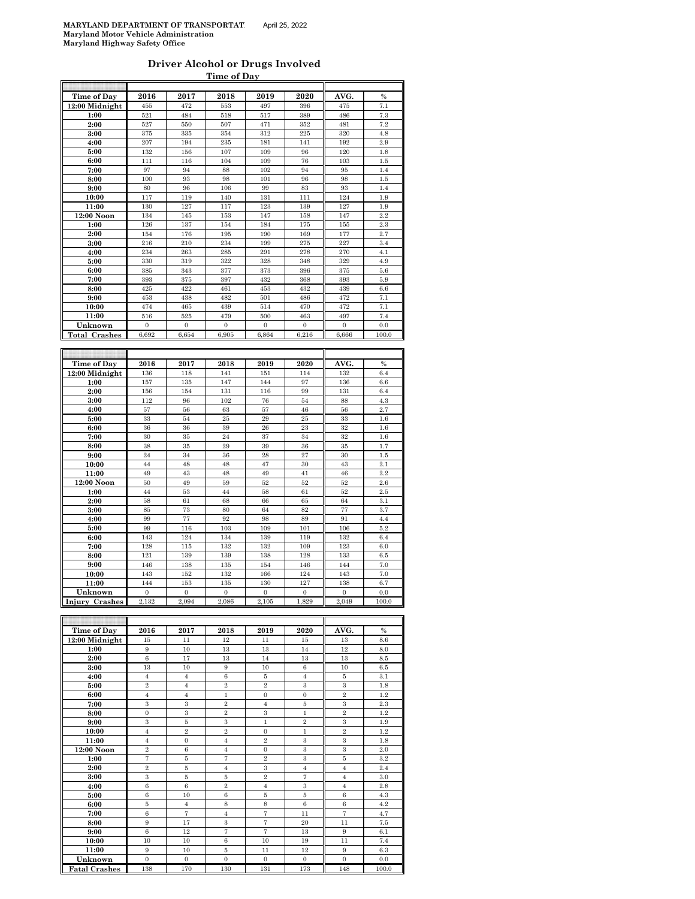**MARYLAND DEPARTMENT OF TRANSPORTAT** April 25, 2022
**Maryland Motor Vehicle Administration**
**Maryland Highway Safety Office**

## Driver Alcohol or Drugs Involved

**Time of Day**

| Time of Day | 2016 | 2017 | 2018 | 2019 | 2020 | AVG. | % |
|---|---|---|---|---|---|---|---|
| 12:00 Midnight | 455 | 472 | 553 | 497 | 396 | 475 | 7.1 |
| 1:00 | 521 | 484 | 518 | 517 | 389 | 486 | 7.3 |
| 2:00 | 527 | 550 | 507 | 471 | 352 | 481 | 7.2 |
| 3:00 | 375 | 335 | 354 | 312 | 225 | 320 | 4.8 |
| 4:00 | 207 | 194 | 235 | 181 | 141 | 192 | 2.9 |
| 5:00 | 132 | 156 | 107 | 109 | 96 | 120 | 1.8 |
| 6:00 | 111 | 116 | 104 | 109 | 76 | 103 | 1.5 |
| 7:00 | 97 | 94 | 88 | 102 | 94 | 95 | 1.4 |
| 8:00 | 100 | 93 | 98 | 101 | 96 | 98 | 1.5 |
| 9:00 | 80 | 96 | 106 | 99 | 83 | 93 | 1.4 |
| 10:00 | 117 | 119 | 140 | 131 | 111 | 124 | 1.9 |
| 11:00 | 130 | 127 | 117 | 123 | 139 | 127 | 1.9 |
| 12:00 Noon | 134 | 145 | 153 | 147 | 158 | 147 | 2.2 |
| 1:00 | 126 | 137 | 154 | 184 | 175 | 155 | 2.3 |
| 2:00 | 154 | 176 | 195 | 190 | 169 | 177 | 2.7 |
| 3:00 | 216 | 210 | 234 | 199 | 275 | 227 | 3.4 |
| 4:00 | 234 | 263 | 285 | 291 | 278 | 270 | 4.1 |
| 5:00 | 330 | 319 | 322 | 328 | 348 | 329 | 4.9 |
| 6:00 | 385 | 343 | 377 | 373 | 396 | 375 | 5.6 |
| 7:00 | 393 | 375 | 397 | 432 | 368 | 393 | 5.9 |
| 8:00 | 425 | 422 | 461 | 453 | 432 | 439 | 6.6 |
| 9:00 | 453 | 438 | 482 | 501 | 486 | 472 | 7.1 |
| 10:00 | 474 | 465 | 439 | 514 | 470 | 472 | 7.1 |
| 11:00 | 516 | 525 | 479 | 500 | 463 | 497 | 7.4 |
| Unknown | 0 | 0 | 0 | 0 | 0 | 0 | 0.0 |
| **Total Crashes** | 6,692 | 6,654 | 6,905 | 6,864 | 6,216 | 6,666 | 100.0 |

| Time of Day | 2016 | 2017 | 2018 | 2019 | 2020 | AVG. | % |
|---|---|---|---|---|---|---|---|
| 12:00 Midnight | 136 | 118 | 141 | 151 | 114 | 132 | 6.4 |
| 1:00 | 157 | 135 | 147 | 144 | 97 | 136 | 6.6 |
| 2:00 | 156 | 154 | 131 | 116 | 99 | 131 | 6.4 |
| 3:00 | 112 | 96 | 102 | 76 | 54 | 88 | 4.3 |
| 4:00 | 57 | 56 | 63 | 57 | 46 | 56 | 2.7 |
| 5:00 | 33 | 54 | 25 | 29 | 25 | 33 | 1.6 |
| 6:00 | 36 | 36 | 39 | 26 | 23 | 32 | 1.6 |
| 7:00 | 30 | 35 | 24 | 37 | 34 | 32 | 1.6 |
| 8:00 | 38 | 35 | 29 | 39 | 36 | 35 | 1.7 |
| 9:00 | 24 | 34 | 36 | 28 | 27 | 30 | 1.5 |
| 10:00 | 44 | 48 | 48 | 47 | 30 | 43 | 2.1 |
| 11:00 | 49 | 43 | 48 | 49 | 41 | 46 | 2.2 |
| 12:00 Noon | 50 | 49 | 59 | 52 | 52 | 52 | 2.6 |
| 1:00 | 44 | 53 | 44 | 58 | 61 | 52 | 2.5 |
| 2:00 | 58 | 61 | 68 | 66 | 65 | 64 | 3.1 |
| 3:00 | 85 | 73 | 80 | 64 | 82 | 77 | 3.7 |
| 4:00 | 99 | 77 | 92 | 98 | 89 | 91 | 4.4 |
| 5:00 | 99 | 116 | 103 | 109 | 101 | 106 | 5.2 |
| 6:00 | 143 | 124 | 134 | 139 | 119 | 132 | 6.4 |
| 7:00 | 128 | 115 | 132 | 132 | 109 | 123 | 6.0 |
| 8:00 | 121 | 139 | 139 | 138 | 128 | 133 | 6.5 |
| 9:00 | 146 | 138 | 135 | 154 | 146 | 144 | 7.0 |
| 10:00 | 143 | 152 | 132 | 166 | 124 | 143 | 7.0 |
| 11:00 | 144 | 153 | 135 | 130 | 127 | 138 | 6.7 |
| Unknown | 0 | 0 | 0 | 0 | 0 | 0 | 0.0 |
| **Injury Crashes** | 2,132 | 2,094 | 2,086 | 2,105 | 1,829 | 2,049 | 100.0 |

| Time of Day | 2016 | 2017 | 2018 | 2019 | 2020 | AVG. | % |
|---|---|---|---|---|---|---|---|
| 12:00 Midnight | 15 | 11 | 12 | 11 | 15 | 13 | 8.6 |
| 1:00 | 9 | 10 | 13 | 13 | 14 | 12 | 8.0 |
| 2:00 | 6 | 17 | 13 | 14 | 13 | 13 | 8.5 |
| 3:00 | 13 | 10 | 9 | 10 | 6 | 10 | 6.5 |
| 4:00 | 4 | 4 | 6 | 5 | 4 | 5 | 3.1 |
| 5:00 | 2 | 4 | 2 | 2 | 3 | 3 | 1.8 |
| 6:00 | 4 | 4 | 1 | 0 | 0 | 2 | 1.2 |
| 7:00 | 3 | 3 | 2 | 4 | 5 | 3 | 2.3 |
| 8:00 | 0 | 3 | 2 | 3 | 1 | 2 | 1.2 |
| 9:00 | 3 | 5 | 3 | 1 | 2 | 3 | 1.9 |
| 10:00 | 4 | 2 | 2 | 0 | 1 | 2 | 1.2 |
| 11:00 | 4 | 0 | 4 | 2 | 3 | 3 | 1.8 |
| 12:00 Noon | 2 | 6 | 4 | 0 | 3 | 3 | 2.0 |
| 1:00 | 7 | 5 | 7 | 2 | 3 | 5 | 3.2 |
| 2:00 | 2 | 5 | 4 | 3 | 4 | 4 | 2.4 |
| 3:00 | 3 | 5 | 5 | 2 | 7 | 4 | 3.0 |
| 4:00 | 6 | 6 | 2 | 4 | 3 | 4 | 2.8 |
| 5:00 | 6 | 10 | 6 | 5 | 5 | 6 | 4.3 |
| 6:00 | 5 | 4 | 8 | 8 | 6 | 6 | 4.2 |
| 7:00 | 6 | 7 | 4 | 7 | 11 | 7 | 4.7 |
| 8:00 | 9 | 17 | 3 | 7 | 20 | 11 | 7.5 |
| 9:00 | 6 | 12 | 7 | 7 | 13 | 9 | 6.1 |
| 10:00 | 10 | 10 | 6 | 10 | 19 | 11 | 7.4 |
| 11:00 | 9 | 10 | 5 | 11 | 12 | 9 | 6.3 |
| Unknown | 0 | 0 | 0 | 0 | 0 | 0 | 0.0 |
| **Fatal Crashes** | 138 | 170 | 130 | 131 | 173 | 148 | 100.0 |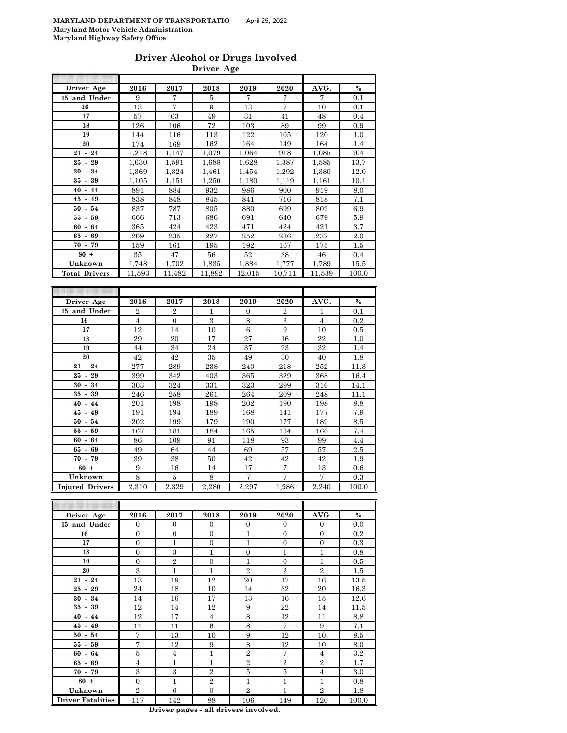**MARYLAND DEPARTMENT OF TRANSPORTATIO** April 25, 2022
**Maryland Motor Vehicle Administration**
**Maryland Highway Safety Office**

## Driver Alcohol or Drugs Involved

### Driver Age

| Driver Age | 2016 | 2017 | 2018 | 2019 | 2020 | AVG. | % |
|---|---|---|---|---|---|---|---|
| 15 and Under | 9 | 7 | 5 | 7 | 7 | 7 | 0.1 |
| 16 | 13 | 7 | 9 | 13 | 7 | 10 | 0.1 |
| 17 | 57 | 63 | 49 | 31 | 41 | 48 | 0.4 |
| 18 | 126 | 106 | 72 | 103 | 89 | 99 | 0.9 |
| 19 | 144 | 116 | 113 | 122 | 105 | 120 | 1.0 |
| 20 | 174 | 169 | 162 | 164 | 149 | 164 | 1.4 |
| 21 - 24 | 1,218 | 1,147 | 1,079 | 1,064 | 918 | 1,085 | 9.4 |
| 25 - 29 | 1,630 | 1,591 | 1,688 | 1,628 | 1,387 | 1,585 | 13.7 |
| 30 - 34 | 1,369 | 1,324 | 1,461 | 1,454 | 1,292 | 1,380 | 12.0 |
| 35 - 39 | 1,105 | 1,151 | 1,250 | 1,180 | 1,119 | 1,161 | 10.1 |
| 40 - 44 | 891 | 884 | 932 | 986 | 900 | 919 | 8.0 |
| 45 - 49 | 838 | 848 | 845 | 841 | 716 | 818 | 7.1 |
| 50 - 54 | 837 | 787 | 805 | 880 | 699 | 802 | 6.9 |
| 55 - 59 | 666 | 713 | 686 | 691 | 640 | 679 | 5.9 |
| 60 - 64 | 365 | 424 | 423 | 471 | 424 | 421 | 3.7 |
| 65 - 69 | 209 | 235 | 227 | 252 | 236 | 232 | 2.0 |
| 70 - 79 | 159 | 161 | 195 | 192 | 167 | 175 | 1.5 |
| 80 + | 35 | 47 | 56 | 52 | 38 | 46 | 0.4 |
| Unknown | 1,748 | 1,702 | 1,835 | 1,884 | 1,777 | 1,789 | 15.5 |
| Total Drivers | 11,593 | 11,482 | 11,892 | 12,015 | 10,711 | 11,539 | 100.0 |

| Driver Age | 2016 | 2017 | 2018 | 2019 | 2020 | AVG. | % |
|---|---|---|---|---|---|---|---|
| 15 and Under | 2 | 2 | 1 | 0 | 2 | 1 | 0.1 |
| 16 | 4 | 0 | 3 | 8 | 3 | 4 | 0.2 |
| 17 | 12 | 14 | 10 | 6 | 9 | 10 | 0.5 |
| 18 | 29 | 20 | 17 | 27 | 16 | 22 | 1.0 |
| 19 | 44 | 34 | 24 | 37 | 23 | 32 | 1.4 |
| 20 | 42 | 42 | 35 | 49 | 30 | 40 | 1.8 |
| 21 - 24 | 277 | 289 | 238 | 240 | 218 | 252 | 11.3 |
| 25 - 29 | 399 | 342 | 403 | 365 | 329 | 368 | 16.4 |
| 30 - 34 | 303 | 324 | 331 | 323 | 299 | 316 | 14.1 |
| 35 - 39 | 246 | 258 | 261 | 264 | 209 | 248 | 11.1 |
| 40 - 44 | 201 | 198 | 198 | 202 | 190 | 198 | 8.8 |
| 45 - 49 | 191 | 194 | 189 | 168 | 141 | 177 | 7.9 |
| 50 - 54 | 202 | 199 | 179 | 190 | 177 | 189 | 8.5 |
| 55 - 59 | 167 | 181 | 184 | 165 | 134 | 166 | 7.4 |
| 60 - 64 | 86 | 109 | 91 | 118 | 93 | 99 | 4.4 |
| 65 - 69 | 49 | 64 | 44 | 69 | 57 | 57 | 2.5 |
| 70 - 79 | 39 | 38 | 50 | 42 | 42 | 42 | 1.9 |
| 80 + | 9 | 16 | 14 | 17 | 7 | 13 | 0.6 |
| Unknown | 8 | 5 | 8 | 7 | 7 | 7 | 0.3 |
| Injured Drivers | 2,310 | 2,329 | 2,280 | 2,297 | 1,986 | 2,240 | 100.0 |

| Driver Age | 2016 | 2017 | 2018 | 2019 | 2020 | AVG. | % |
|---|---|---|---|---|---|---|---|
| 15 and Under | 0 | 0 | 0 | 0 | 0 | 0 | 0.0 |
| 16 | 0 | 0 | 0 | 1 | 0 | 0 | 0.2 |
| 17 | 0 | 1 | 0 | 1 | 0 | 0 | 0.3 |
| 18 | 0 | 3 | 1 | 0 | 1 | 1 | 0.8 |
| 19 | 0 | 2 | 0 | 1 | 0 | 1 | 0.5 |
| 20 | 3 | 1 | 1 | 2 | 2 | 2 | 1.5 |
| 21 - 24 | 13 | 19 | 12 | 20 | 17 | 16 | 13.5 |
| 25 - 29 | 24 | 18 | 10 | 14 | 32 | 20 | 16.3 |
| 30 - 34 | 14 | 16 | 17 | 13 | 16 | 15 | 12.6 |
| 35 - 39 | 12 | 14 | 12 | 9 | 22 | 14 | 11.5 |
| 40 - 44 | 12 | 17 | 4 | 8 | 12 | 11 | 8.8 |
| 45 - 49 | 11 | 11 | 6 | 8 | 7 | 9 | 7.1 |
| 50 - 54 | 7 | 13 | 10 | 9 | 12 | 10 | 8.5 |
| 55 - 59 | 7 | 12 | 9 | 8 | 12 | 10 | 8.0 |
| 60 - 64 | 5 | 4 | 1 | 2 | 7 | 4 | 3.2 |
| 65 - 69 | 4 | 1 | 1 | 2 | 2 | 2 | 1.7 |
| 70 - 79 | 3 | 3 | 2 | 5 | 5 | 4 | 3.0 |
| 80 + | 0 | 1 | 2 | 1 | 1 | 1 | 0.8 |
| Unknown | 2 | 6 | 0 | 2 | 1 | 2 | 1.8 |
| Driver Fatalities | 117 | 142 | 88 | 106 | 149 | 120 | 100.0 |

**Driver pages - all drivers involved.**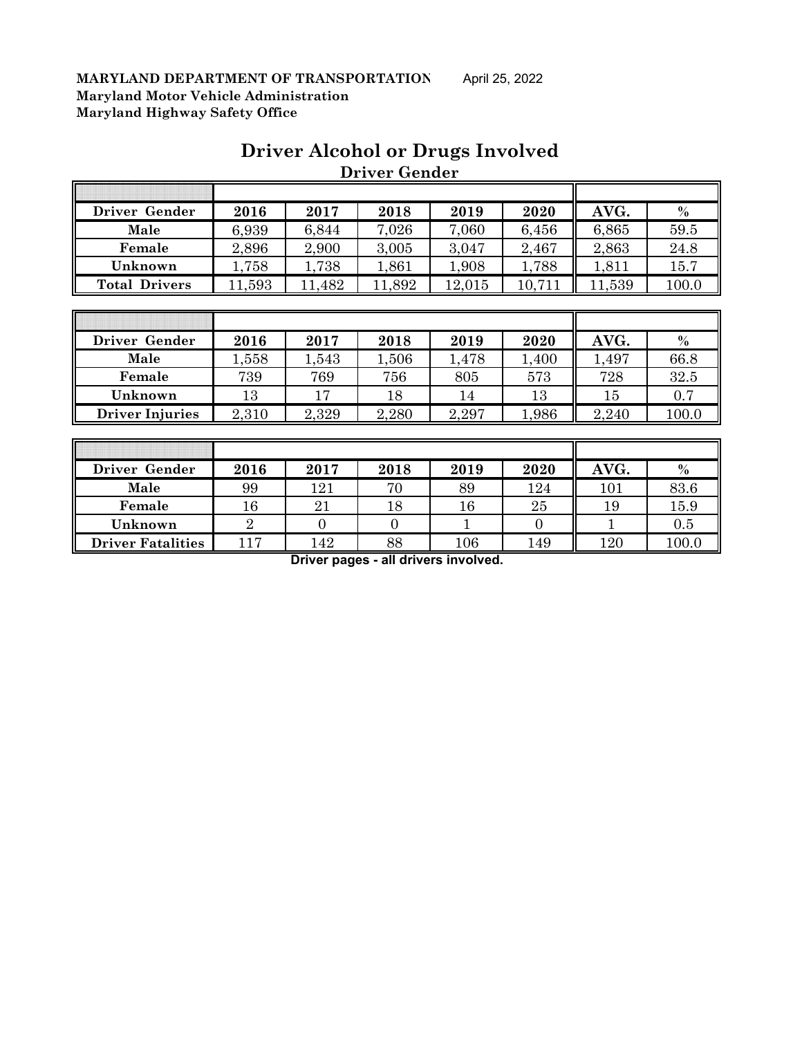**MARYLAND DEPARTMENT OF TRANSPORTATION** April 25, 2022
**Maryland Motor Vehicle Administration**
**Maryland Highway Safety Office**

# Driver Alcohol or Drugs Involved

## Driver Gender

| Driver Gender | 2016 | 2017 | 2018 | 2019 | 2020 | AVG. | % |
|---|---|---|---|---|---|---|---|
| Male | 6,939 | 6,844 | 7,026 | 7,060 | 6,456 | 6,865 | 59.5 |
| Female | 2,896 | 2,900 | 3,005 | 3,047 | 2,467 | 2,863 | 24.8 |
| Unknown | 1,758 | 1,738 | 1,861 | 1,908 | 1,788 | 1,811 | 15.7 |
| Total Drivers | 11,593 | 11,482 | 11,892 | 12,015 | 10,711 | 11,539 | 100.0 |

| Driver Gender | 2016 | 2017 | 2018 | 2019 | 2020 | AVG. | % |
|---|---|---|---|---|---|---|---|
| Male | 1,558 | 1,543 | 1,506 | 1,478 | 1,400 | 1,497 | 66.8 |
| Female | 739 | 769 | 756 | 805 | 573 | 728 | 32.5 |
| Unknown | 13 | 17 | 18 | 14 | 13 | 15 | 0.7 |
| Driver Injuries | 2,310 | 2,329 | 2,280 | 2,297 | 1,986 | 2,240 | 100.0 |

| Driver Gender | 2016 | 2017 | 2018 | 2019 | 2020 | AVG. | % |
|---|---|---|---|---|---|---|---|
| Male | 99 | 121 | 70 | 89 | 124 | 101 | 83.6 |
| Female | 16 | 21 | 18 | 16 | 25 | 19 | 15.9 |
| Unknown | 2 | 0 | 0 | 1 | 0 | 1 | 0.5 |
| Driver Fatalities | 117 | 142 | 88 | 106 | 149 | 120 | 100.0 |

**Driver pages - all drivers involved.**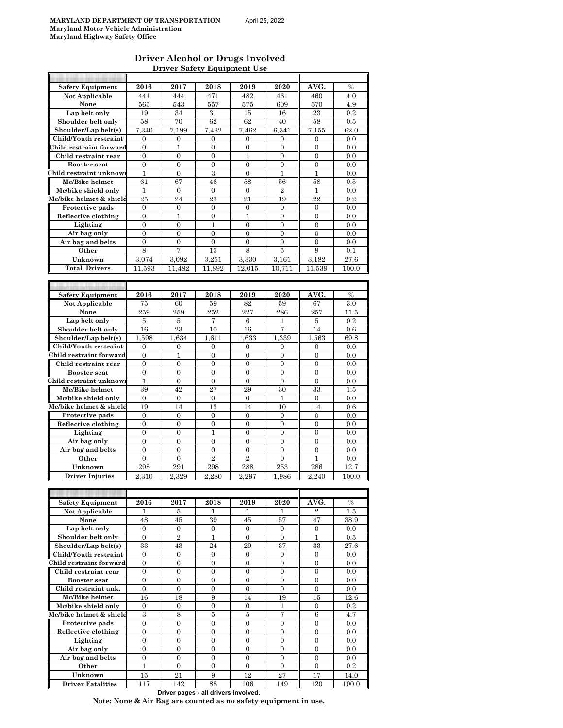MARYLAND DEPARTMENT OF TRANSPORTATION April 25, 2022
Maryland Motor Vehicle Administration
Maryland Highway Safety Office

## Driver Alcohol or Drugs Involved

### Driver Safety Equipment Use

| Safety Equipment | 2016 | 2017 | 2018 | 2019 | 2020 | AVG. | % |
|---|---|---|---|---|---|---|---|
| Not Applicable | 441 | 444 | 471 | 482 | 461 | 460 | 4.0 |
| None | 565 | 543 | 557 | 575 | 609 | 570 | 4.9 |
| Lap belt only | 19 | 34 | 31 | 15 | 16 | 23 | 0.2 |
| Shoulder belt only | 58 | 70 | 62 | 62 | 40 | 58 | 0.5 |
| Shoulder/Lap belt(s) | 7,340 | 7,199 | 7,432 | 7,462 | 6,341 | 7,155 | 62.0 |
| Child/Youth restraint | 0 | 0 | 0 | 0 | 0 | 0 | 0.0 |
| Child restraint forward | 0 | 1 | 0 | 0 | 0 | 0 | 0.0 |
| Child restraint rear | 0 | 0 | 0 | 1 | 0 | 0 | 0.0 |
| Booster seat | 0 | 0 | 0 | 0 | 0 | 0 | 0.0 |
| Child restraint unknown | 1 | 0 | 3 | 0 | 1 | 1 | 0.0 |
| Mc/Bike helmet | 61 | 67 | 46 | 58 | 56 | 58 | 0.5 |
| Mc/bike shield only | 1 | 0 | 0 | 0 | 2 | 1 | 0.0 |
| Mc/bike helmet & shield | 25 | 24 | 23 | 21 | 19 | 22 | 0.2 |
| Protective pads | 0 | 0 | 0 | 0 | 0 | 0 | 0.0 |
| Reflective clothing | 0 | 1 | 0 | 1 | 0 | 0 | 0.0 |
| Lighting | 0 | 0 | 1 | 0 | 0 | 0 | 0.0 |
| Air bag only | 0 | 0 | 0 | 0 | 0 | 0 | 0.0 |
| Air bag and belts | 0 | 0 | 0 | 0 | 0 | 0 | 0.0 |
| Other | 8 | 7 | 15 | 8 | 5 | 9 | 0.1 |
| Unknown | 3,074 | 3,092 | 3,251 | 3,330 | 3,161 | 3,182 | 27.6 |
| Total Drivers | 11,593 | 11,482 | 11,892 | 12,015 | 10,711 | 11,539 | 100.0 |

| Safety Equipment | 2016 | 2017 | 2018 | 2019 | 2020 | AVG. | % |
|---|---|---|---|---|---|---|---|
| Not Applicable | 75 | 60 | 59 | 82 | 59 | 67 | 3.0 |
| None | 259 | 259 | 252 | 227 | 286 | 257 | 11.5 |
| Lap belt only | 5 | 5 | 7 | 6 | 1 | 5 | 0.2 |
| Shoulder belt only | 16 | 23 | 10 | 16 | 7 | 14 | 0.6 |
| Shoulder/Lap belt(s) | 1,598 | 1,634 | 1,611 | 1,633 | 1,339 | 1,563 | 69.8 |
| Child/Youth restraint | 0 | 0 | 0 | 0 | 0 | 0 | 0.0 |
| Child restraint forward | 0 | 1 | 0 | 0 | 0 | 0 | 0.0 |
| Child restraint rear | 0 | 0 | 0 | 0 | 0 | 0 | 0.0 |
| Booster seat | 0 | 0 | 0 | 0 | 0 | 0 | 0.0 |
| Child restraint unknown | 1 | 0 | 0 | 0 | 0 | 0 | 0.0 |
| Mc/Bike helmet | 39 | 42 | 27 | 29 | 30 | 33 | 1.5 |
| Mc/bike shield only | 0 | 0 | 0 | 0 | 1 | 0 | 0.0 |
| Mc/bike helmet & shield | 19 | 14 | 13 | 14 | 10 | 14 | 0.6 |
| Protective pads | 0 | 0 | 0 | 0 | 0 | 0 | 0.0 |
| Reflective clothing | 0 | 0 | 0 | 0 | 0 | 0 | 0.0 |
| Lighting | 0 | 0 | 1 | 0 | 0 | 0 | 0.0 |
| Air bag only | 0 | 0 | 0 | 0 | 0 | 0 | 0.0 |
| Air bag and belts | 0 | 0 | 0 | 0 | 0 | 0 | 0.0 |
| Other | 0 | 0 | 2 | 2 | 0 | 1 | 0.0 |
| Unknown | 298 | 291 | 298 | 288 | 253 | 286 | 12.7 |
| Driver Injuries | 2,310 | 2,329 | 2,280 | 2,297 | 1,986 | 2,240 | 100.0 |

| Safety Equipment | 2016 | 2017 | 2018 | 2019 | 2020 | AVG. | % |
|---|---|---|---|---|---|---|---|
| Not Applicable | 1 | 5 | 1 | 1 | 1 | 2 | 1.5 |
| None | 48 | 45 | 39 | 45 | 57 | 47 | 38.9 |
| Lap belt only | 0 | 0 | 0 | 0 | 0 | 0 | 0.0 |
| Shoulder belt only | 0 | 2 | 1 | 0 | 0 | 1 | 0.5 |
| Shoulder/Lap belt(s) | 33 | 43 | 24 | 29 | 37 | 33 | 27.6 |
| Child/Youth restraint | 0 | 0 | 0 | 0 | 0 | 0 | 0.0 |
| Child restraint forward | 0 | 0 | 0 | 0 | 0 | 0 | 0.0 |
| Child restraint rear | 0 | 0 | 0 | 0 | 0 | 0 | 0.0 |
| Booster seat | 0 | 0 | 0 | 0 | 0 | 0 | 0.0 |
| Child restraint unk. | 0 | 0 | 0 | 0 | 0 | 0 | 0.0 |
| Mc/Bike helmet | 16 | 18 | 9 | 14 | 19 | 15 | 12.6 |
| Mc/bike shield only | 0 | 0 | 0 | 0 | 1 | 0 | 0.2 |
| Mc/bike helmet & shield | 3 | 8 | 5 | 5 | 7 | 6 | 4.7 |
| Protective pads | 0 | 0 | 0 | 0 | 0 | 0 | 0.0 |
| Reflective clothing | 0 | 0 | 0 | 0 | 0 | 0 | 0.0 |
| Lighting | 0 | 0 | 0 | 0 | 0 | 0 | 0.0 |
| Air bag only | 0 | 0 | 0 | 0 | 0 | 0 | 0.0 |
| Air bag and belts | 0 | 0 | 0 | 0 | 0 | 0 | 0.0 |
| Other | 1 | 0 | 0 | 0 | 0 | 0 | 0.2 |
| Unknown | 15 | 21 | 9 | 12 | 27 | 17 | 14.0 |
| Driver Fatalities | 117 | 142 | 88 | 106 | 149 | 120 | 100.0 |

Driver pages - all drivers involved.

**Note: None & Air Bag are counted as no safety equipment in use.**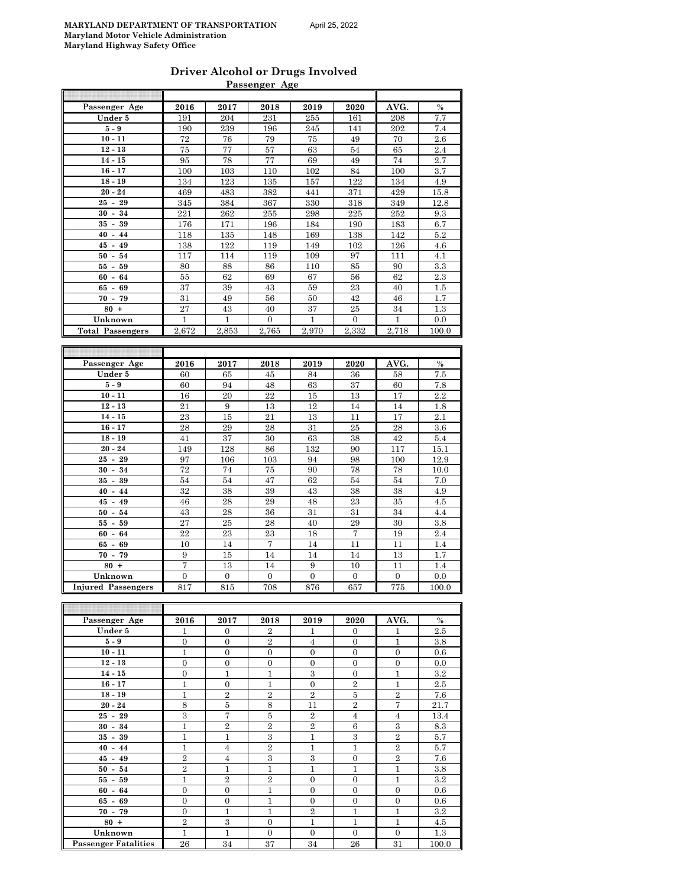MARYLAND DEPARTMENT OF TRANSPORTATION April 25, 2022
Maryland Motor Vehicle Administration
Maryland Highway Safety Office

## Driver Alcohol or Drugs Involved

### Passenger Age

| Passenger Age | 2016 | 2017 | 2018 | 2019 | 2020 | AVG. | % |
|---|---|---|---|---|---|---|---|
| Under 5 | 191 | 204 | 231 | 255 | 161 | 208 | 7.7 |
| 5 - 9 | 190 | 239 | 196 | 245 | 141 | 202 | 7.4 |
| 10 - 11 | 72 | 76 | 79 | 75 | 49 | 70 | 2.6 |
| 12 - 13 | 75 | 77 | 57 | 63 | 54 | 65 | 2.4 |
| 14 - 15 | 95 | 78 | 77 | 69 | 49 | 74 | 2.7 |
| 16 - 17 | 100 | 103 | 110 | 102 | 84 | 100 | 3.7 |
| 18 - 19 | 134 | 123 | 135 | 157 | 122 | 134 | 4.9 |
| 20 - 24 | 469 | 483 | 382 | 441 | 371 | 429 | 15.8 |
| 25 - 29 | 345 | 384 | 367 | 330 | 318 | 349 | 12.8 |
| 30 - 34 | 221 | 262 | 255 | 298 | 225 | 252 | 9.3 |
| 35 - 39 | 176 | 171 | 196 | 184 | 190 | 183 | 6.7 |
| 40 - 44 | 118 | 135 | 148 | 169 | 138 | 142 | 5.2 |
| 45 - 49 | 138 | 122 | 119 | 149 | 102 | 126 | 4.6 |
| 50 - 54 | 117 | 114 | 119 | 109 | 97 | 111 | 4.1 |
| 55 - 59 | 80 | 88 | 86 | 110 | 85 | 90 | 3.3 |
| 60 - 64 | 55 | 62 | 69 | 67 | 56 | 62 | 2.3 |
| 65 - 69 | 37 | 39 | 43 | 59 | 23 | 40 | 1.5 |
| 70 - 79 | 31 | 49 | 56 | 50 | 42 | 46 | 1.7 |
| 80 + | 27 | 43 | 40 | 37 | 25 | 34 | 1.3 |
| Unknown | 1 | 1 | 0 | 1 | 0 | 1 | 0.0 |
| Total Passengers | 2,672 | 2,853 | 2,765 | 2,970 | 2,332 | 2,718 | 100.0 |

| Passenger Age | 2016 | 2017 | 2018 | 2019 | 2020 | AVG. | % |
|---|---|---|---|---|---|---|---|
| Under 5 | 60 | 65 | 45 | 84 | 36 | 58 | 7.5 |
| 5 - 9 | 60 | 94 | 48 | 63 | 37 | 60 | 7.8 |
| 10 - 11 | 16 | 20 | 22 | 15 | 13 | 17 | 2.2 |
| 12 - 13 | 21 | 9 | 13 | 12 | 14 | 14 | 1.8 |
| 14 - 15 | 23 | 15 | 21 | 13 | 11 | 17 | 2.1 |
| 16 - 17 | 28 | 29 | 28 | 31 | 25 | 28 | 3.6 |
| 18 - 19 | 41 | 37 | 30 | 63 | 38 | 42 | 5.4 |
| 20 - 24 | 149 | 128 | 86 | 132 | 90 | 117 | 15.1 |
| 25 - 29 | 97 | 106 | 103 | 94 | 98 | 100 | 12.9 |
| 30 - 34 | 72 | 74 | 75 | 90 | 78 | 78 | 10.0 |
| 35 - 39 | 54 | 54 | 47 | 62 | 54 | 54 | 7.0 |
| 40 - 44 | 32 | 38 | 39 | 43 | 38 | 38 | 4.9 |
| 45 - 49 | 46 | 28 | 29 | 48 | 23 | 35 | 4.5 |
| 50 - 54 | 43 | 28 | 36 | 31 | 31 | 34 | 4.4 |
| 55 - 59 | 27 | 25 | 28 | 40 | 29 | 30 | 3.8 |
| 60 - 64 | 22 | 23 | 23 | 18 | 7 | 19 | 2.4 |
| 65 - 69 | 10 | 14 | 7 | 14 | 11 | 11 | 1.4 |
| 70 - 79 | 9 | 15 | 14 | 14 | 14 | 13 | 1.7 |
| 80 + | 7 | 13 | 14 | 9 | 10 | 11 | 1.4 |
| Unknown | 0 | 0 | 0 | 0 | 0 | 0 | 0.0 |
| Injured Passengers | 817 | 815 | 708 | 876 | 657 | 775 | 100.0 |

| Passenger Age | 2016 | 2017 | 2018 | 2019 | 2020 | AVG. | % |
|---|---|---|---|---|---|---|---|
| Under 5 | 1 | 0 | 2 | 1 | 0 | 1 | 2.5 |
| 5 - 9 | 0 | 0 | 2 | 4 | 0 | 1 | 3.8 |
| 10 - 11 | 1 | 0 | 0 | 0 | 0 | 0 | 0.6 |
| 12 - 13 | 0 | 0 | 0 | 0 | 0 | 0 | 0.0 |
| 14 - 15 | 0 | 1 | 1 | 3 | 0 | 1 | 3.2 |
| 16 - 17 | 1 | 0 | 1 | 0 | 2 | 1 | 2.5 |
| 18 - 19 | 1 | 2 | 2 | 2 | 5 | 2 | 7.6 |
| 20 - 24 | 8 | 5 | 8 | 11 | 2 | 7 | 21.7 |
| 25 - 29 | 3 | 7 | 5 | 2 | 4 | 4 | 13.4 |
| 30 - 34 | 1 | 2 | 2 | 2 | 6 | 3 | 8.3 |
| 35 - 39 | 1 | 1 | 3 | 1 | 3 | 2 | 5.7 |
| 40 - 44 | 1 | 4 | 2 | 1 | 1 | 2 | 5.7 |
| 45 - 49 | 2 | 4 | 3 | 3 | 0 | 2 | 7.6 |
| 50 - 54 | 2 | 1 | 1 | 1 | 1 | 1 | 3.8 |
| 55 - 59 | 1 | 2 | 2 | 0 | 0 | 1 | 3.2 |
| 60 - 64 | 0 | 0 | 1 | 0 | 0 | 0 | 0.6 |
| 65 - 69 | 0 | 0 | 1 | 0 | 0 | 0 | 0.6 |
| 70 - 79 | 0 | 1 | 1 | 2 | 1 | 1 | 3.2 |
| 80 + | 2 | 3 | 0 | 1 | 1 | 1 | 4.5 |
| Unknown | 1 | 1 | 0 | 0 | 0 | 0 | 1.3 |
| Passenger Fatalities | 26 | 34 | 37 | 34 | 26 | 31 | 100.0 |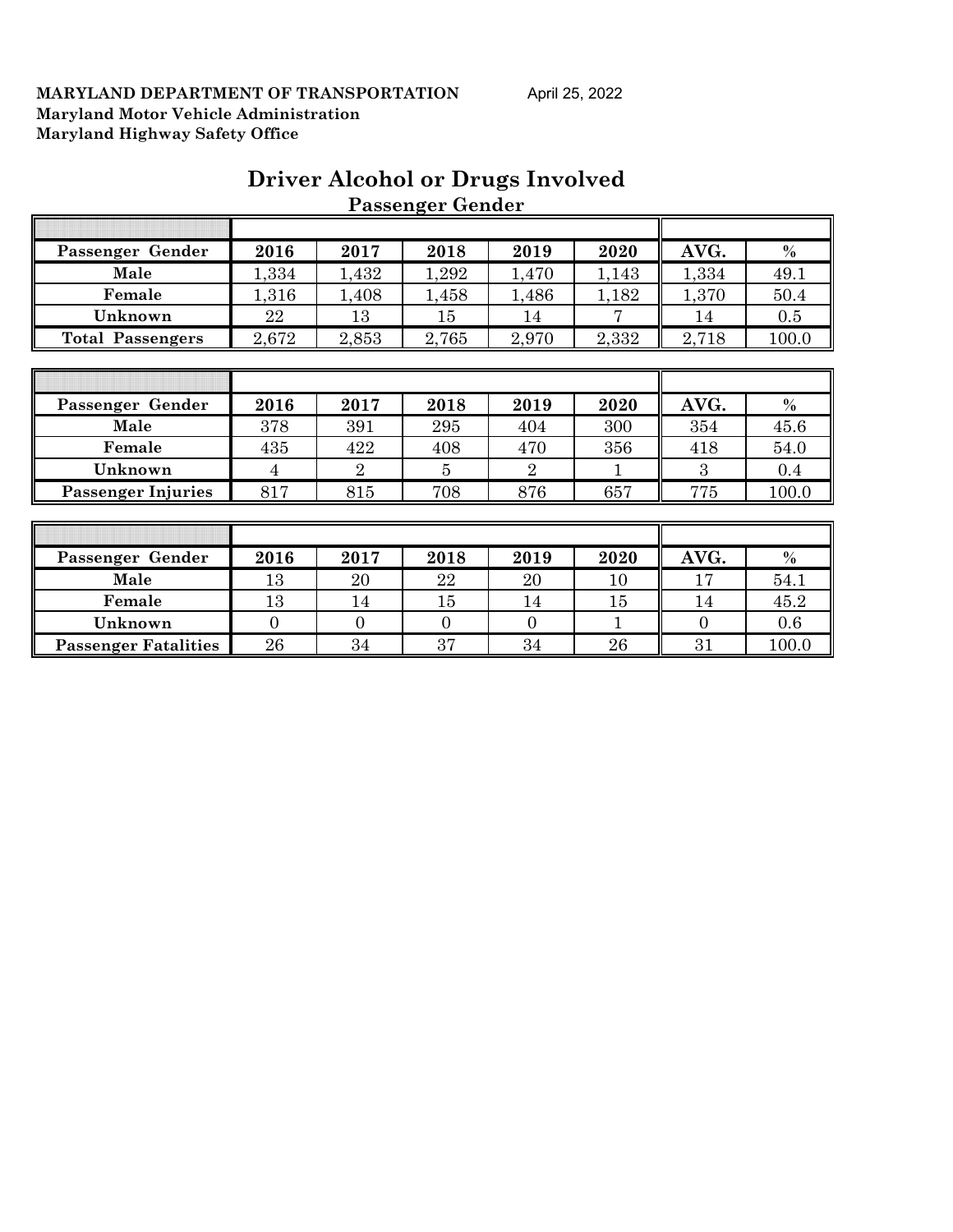**MARYLAND DEPARTMENT OF TRANSPORTATION** April 25, 2022
**Maryland Motor Vehicle Administration**
**Maryland Highway Safety Office**

# Driver Alcohol or Drugs Involved

## Passenger Gender

| Passenger Gender | 2016 | 2017 | 2018 | 2019 | 2020 | AVG. | % |
|---|---|---|---|---|---|---|---|
| Male | 1,334 | 1,432 | 1,292 | 1,470 | 1,143 | 1,334 | 49.1 |
| Female | 1,316 | 1,408 | 1,458 | 1,486 | 1,182 | 1,370 | 50.4 |
| Unknown | 22 | 13 | 15 | 14 | 7 | 14 | 0.5 |
| Total Passengers | 2,672 | 2,853 | 2,765 | 2,970 | 2,332 | 2,718 | 100.0 |

| Passenger Gender | 2016 | 2017 | 2018 | 2019 | 2020 | AVG. | % |
|---|---|---|---|---|---|---|---|
| Male | 378 | 391 | 295 | 404 | 300 | 354 | 45.6 |
| Female | 435 | 422 | 408 | 470 | 356 | 418 | 54.0 |
| Unknown | 4 | 2 | 5 | 2 | 1 | 3 | 0.4 |
| Passenger Injuries | 817 | 815 | 708 | 876 | 657 | 775 | 100.0 |

| Passenger Gender | 2016 | 2017 | 2018 | 2019 | 2020 | AVG. | % |
|---|---|---|---|---|---|---|---|
| Male | 13 | 20 | 22 | 20 | 10 | 17 | 54.1 |
| Female | 13 | 14 | 15 | 14 | 15 | 14 | 45.2 |
| Unknown | 0 | 0 | 0 | 0 | 1 | 0 | 0.6 |
| Passenger Fatalities | 26 | 34 | 37 | 34 | 26 | 31 | 100.0 |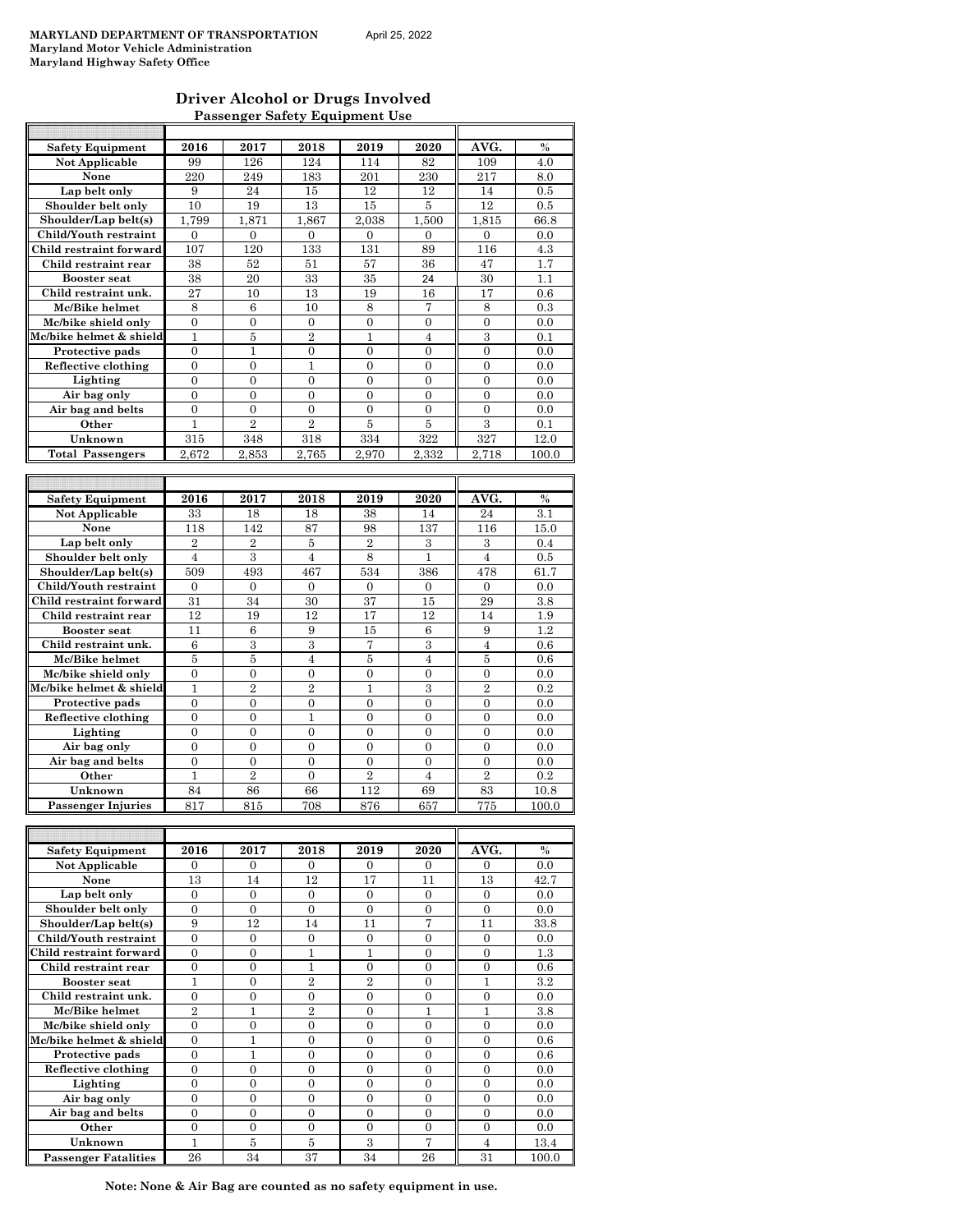**MARYLAND DEPARTMENT OF TRANSPORTATION** April 25, 2022
**Maryland Motor Vehicle Administration**
**Maryland Highway Safety Office**

## Driver Alcohol or Drugs Involved

### Passenger Safety Equipment Use

| Safety Equipment | 2016 | 2017 | 2018 | 2019 | 2020 | AVG. | % |
|---|---|---|---|---|---|---|---|
| Not Applicable | 99 | 126 | 124 | 114 | 82 | 109 | 4.0 |
| None | 220 | 249 | 183 | 201 | 230 | 217 | 8.0 |
| Lap belt only | 9 | 24 | 15 | 12 | 12 | 14 | 0.5 |
| Shoulder belt only | 10 | 19 | 13 | 15 | 5 | 12 | 0.5 |
| Shoulder/Lap belt(s) | 1,799 | 1,871 | 1,867 | 2,038 | 1,500 | 1,815 | 66.8 |
| Child/Youth restraint | 0 | 0 | 0 | 0 | 0 | 0 | 0.0 |
| Child restraint forward | 107 | 120 | 133 | 131 | 89 | 116 | 4.3 |
| Child restraint rear | 38 | 52 | 51 | 57 | 36 | 47 | 1.7 |
| Booster seat | 38 | 20 | 33 | 35 | 24 | 30 | 1.1 |
| Child restraint unk. | 27 | 10 | 13 | 19 | 16 | 17 | 0.6 |
| Mc/Bike helmet | 8 | 6 | 10 | 8 | 7 | 8 | 0.3 |
| Mc/bike shield only | 0 | 0 | 0 | 0 | 0 | 0 | 0.0 |
| Mc/bike helmet & shield | 1 | 5 | 2 | 1 | 4 | 3 | 0.1 |
| Protective pads | 0 | 1 | 0 | 0 | 0 | 0 | 0.0 |
| Reflective clothing | 0 | 0 | 1 | 0 | 0 | 0 | 0.0 |
| Lighting | 0 | 0 | 0 | 0 | 0 | 0 | 0.0 |
| Air bag only | 0 | 0 | 0 | 0 | 0 | 0 | 0.0 |
| Air bag and belts | 0 | 0 | 0 | 0 | 0 | 0 | 0.0 |
| Other | 1 | 2 | 2 | 5 | 5 | 3 | 0.1 |
| Unknown | 315 | 348 | 318 | 334 | 322 | 327 | 12.0 |
| Total Passengers | 2,672 | 2,853 | 2,765 | 2,970 | 2,332 | 2,718 | 100.0 |

| Safety Equipment | 2016 | 2017 | 2018 | 2019 | 2020 | AVG. | % |
|---|---|---|---|---|---|---|---|
| Not Applicable | 33 | 18 | 18 | 38 | 14 | 24 | 3.1 |
| None | 118 | 142 | 87 | 98 | 137 | 116 | 15.0 |
| Lap belt only | 2 | 2 | 5 | 2 | 3 | 3 | 0.4 |
| Shoulder belt only | 4 | 3 | 4 | 8 | 1 | 4 | 0.5 |
| Shoulder/Lap belt(s) | 509 | 493 | 467 | 534 | 386 | 478 | 61.7 |
| Child/Youth restraint | 0 | 0 | 0 | 0 | 0 | 0 | 0.0 |
| Child restraint forward | 31 | 34 | 30 | 37 | 15 | 29 | 3.8 |
| Child restraint rear | 12 | 19 | 12 | 17 | 12 | 14 | 1.9 |
| Booster seat | 11 | 6 | 9 | 15 | 6 | 9 | 1.2 |
| Child restraint unk. | 6 | 3 | 3 | 7 | 3 | 4 | 0.6 |
| Mc/Bike helmet | 5 | 5 | 4 | 5 | 4 | 5 | 0.6 |
| Mc/bike shield only | 0 | 0 | 0 | 0 | 0 | 0 | 0.0 |
| Mc/bike helmet & shield | 1 | 2 | 2 | 1 | 3 | 2 | 0.2 |
| Protective pads | 0 | 0 | 0 | 0 | 0 | 0 | 0.0 |
| Reflective clothing | 0 | 0 | 1 | 0 | 0 | 0 | 0.0 |
| Lighting | 0 | 0 | 0 | 0 | 0 | 0 | 0.0 |
| Air bag only | 0 | 0 | 0 | 0 | 0 | 0 | 0.0 |
| Air bag and belts | 0 | 0 | 0 | 0 | 0 | 0 | 0.0 |
| Other | 1 | 2 | 0 | 2 | 4 | 2 | 0.2 |
| Unknown | 84 | 86 | 66 | 112 | 69 | 83 | 10.8 |
| Passenger Injuries | 817 | 815 | 708 | 876 | 657 | 775 | 100.0 |

| Safety Equipment | 2016 | 2017 | 2018 | 2019 | 2020 | AVG. | % |
|---|---|---|---|---|---|---|---|
| Not Applicable | 0 | 0 | 0 | 0 | 0 | 0 | 0.0 |
| None | 13 | 14 | 12 | 17 | 11 | 13 | 42.7 |
| Lap belt only | 0 | 0 | 0 | 0 | 0 | 0 | 0.0 |
| Shoulder belt only | 0 | 0 | 0 | 0 | 0 | 0 | 0.0 |
| Shoulder/Lap belt(s) | 9 | 12 | 14 | 11 | 7 | 11 | 33.8 |
| Child/Youth restraint | 0 | 0 | 0 | 0 | 0 | 0 | 0.0 |
| Child restraint forward | 0 | 0 | 1 | 1 | 0 | 0 | 1.3 |
| Child restraint rear | 0 | 0 | 1 | 0 | 0 | 0 | 0.6 |
| Booster seat | 1 | 0 | 2 | 2 | 0 | 1 | 3.2 |
| Child restraint unk. | 0 | 0 | 0 | 0 | 0 | 0 | 0.0 |
| Mc/Bike helmet | 2 | 1 | 2 | 0 | 1 | 1 | 3.8 |
| Mc/bike shield only | 0 | 0 | 0 | 0 | 0 | 0 | 0.0 |
| Mc/bike helmet & shield | 0 | 1 | 0 | 0 | 0 | 0 | 0.6 |
| Protective pads | 0 | 1 | 0 | 0 | 0 | 0 | 0.6 |
| Reflective clothing | 0 | 0 | 0 | 0 | 0 | 0 | 0.0 |
| Lighting | 0 | 0 | 0 | 0 | 0 | 0 | 0.0 |
| Air bag only | 0 | 0 | 0 | 0 | 0 | 0 | 0.0 |
| Air bag and belts | 0 | 0 | 0 | 0 | 0 | 0 | 0.0 |
| Other | 0 | 0 | 0 | 0 | 0 | 0 | 0.0 |
| Unknown | 1 | 5 | 5 | 3 | 7 | 4 | 13.4 |
| Passenger Fatalities | 26 | 34 | 37 | 34 | 26 | 31 | 100.0 |

**Note: None & Air Bag are counted as no safety equipment in use.**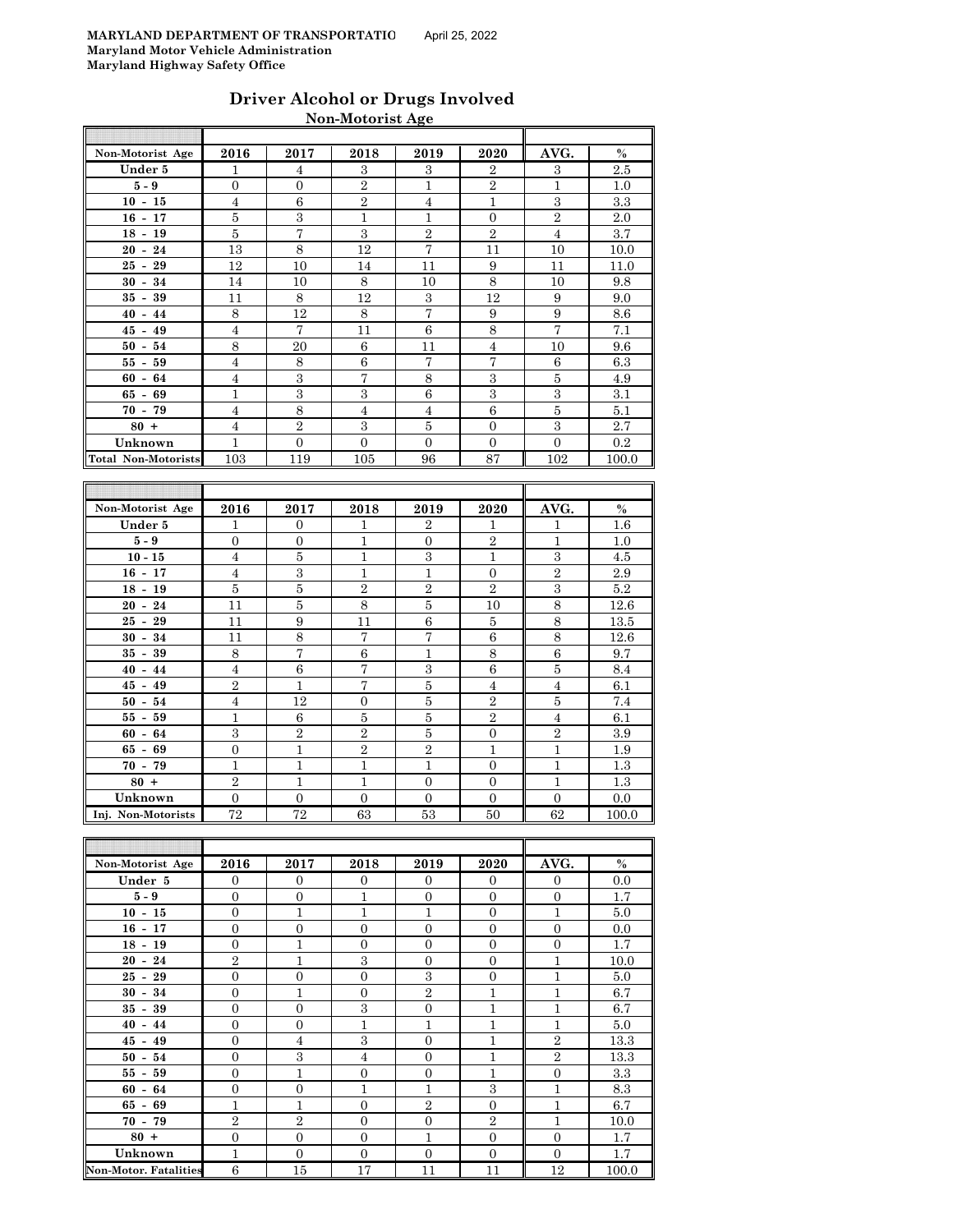**MARYLAND DEPARTMENT OF TRANSPORTATIO** April 25, 2022
**Maryland Motor Vehicle Administration**
**Maryland Highway Safety Office**

## Driver Alcohol or Drugs Involved

### Non-Motorist Age

| Non-Motorist Age | 2016 | 2017 | 2018 | 2019 | 2020 | AVG. | % |
|---|---|---|---|---|---|---|---|
| Under 5 | 1 | 4 | 3 | 3 | 2 | 3 | 2.5 |
| 5 - 9 | 0 | 0 | 2 | 1 | 2 | 1 | 1.0 |
| 10 - 15 | 4 | 6 | 2 | 4 | 1 | 3 | 3.3 |
| 16 - 17 | 5 | 3 | 1 | 1 | 0 | 2 | 2.0 |
| 18 - 19 | 5 | 7 | 3 | 2 | 2 | 4 | 3.7 |
| 20 - 24 | 13 | 8 | 12 | 7 | 11 | 10 | 10.0 |
| 25 - 29 | 12 | 10 | 14 | 11 | 9 | 11 | 11.0 |
| 30 - 34 | 14 | 10 | 8 | 10 | 8 | 10 | 9.8 |
| 35 - 39 | 11 | 8 | 12 | 3 | 12 | 9 | 9.0 |
| 40 - 44 | 8 | 12 | 8 | 7 | 9 | 9 | 8.6 |
| 45 - 49 | 4 | 7 | 11 | 6 | 8 | 7 | 7.1 |
| 50 - 54 | 8 | 20 | 6 | 11 | 4 | 10 | 9.6 |
| 55 - 59 | 4 | 8 | 6 | 7 | 7 | 6 | 6.3 |
| 60 - 64 | 4 | 3 | 7 | 8 | 3 | 5 | 4.9 |
| 65 - 69 | 1 | 3 | 3 | 6 | 3 | 3 | 3.1 |
| 70 - 79 | 4 | 8 | 4 | 4 | 6 | 5 | 5.1 |
| 80 + | 4 | 2 | 3 | 5 | 0 | 3 | 2.7 |
| Unknown | 1 | 0 | 0 | 0 | 0 | 0 | 0.2 |
| Total Non-Motorists | 103 | 119 | 105 | 96 | 87 | 102 | 100.0 |

| Non-Motorist Age | 2016 | 2017 | 2018 | 2019 | 2020 | AVG. | % |
|---|---|---|---|---|---|---|---|
| Under 5 | 1 | 0 | 1 | 2 | 1 | 1 | 1.6 |
| 5 - 9 | 0 | 0 | 1 | 0 | 2 | 1 | 1.0 |
| 10 - 15 | 4 | 5 | 1 | 3 | 1 | 3 | 4.5 |
| 16 - 17 | 4 | 3 | 1 | 1 | 0 | 2 | 2.9 |
| 18 - 19 | 5 | 5 | 2 | 2 | 2 | 3 | 5.2 |
| 20 - 24 | 11 | 5 | 8 | 5 | 10 | 8 | 12.6 |
| 25 - 29 | 11 | 9 | 11 | 6 | 5 | 8 | 13.5 |
| 30 - 34 | 11 | 8 | 7 | 7 | 6 | 8 | 12.6 |
| 35 - 39 | 8 | 7 | 6 | 1 | 8 | 6 | 9.7 |
| 40 - 44 | 4 | 6 | 7 | 3 | 6 | 5 | 8.4 |
| 45 - 49 | 2 | 1 | 7 | 5 | 4 | 4 | 6.1 |
| 50 - 54 | 4 | 12 | 0 | 5 | 2 | 5 | 7.4 |
| 55 - 59 | 1 | 6 | 5 | 5 | 2 | 4 | 6.1 |
| 60 - 64 | 3 | 2 | 2 | 5 | 0 | 2 | 3.9 |
| 65 - 69 | 0 | 1 | 2 | 2 | 1 | 1 | 1.9 |
| 70 - 79 | 1 | 1 | 1 | 1 | 0 | 1 | 1.3 |
| 80 + | 2 | 1 | 1 | 0 | 0 | 1 | 1.3 |
| Unknown | 0 | 0 | 0 | 0 | 0 | 0 | 0.0 |
| Inj. Non-Motorists | 72 | 72 | 63 | 53 | 50 | 62 | 100.0 |

| Non-Motorist Age | 2016 | 2017 | 2018 | 2019 | 2020 | AVG. | % |
|---|---|---|---|---|---|---|---|
| Under 5 | 0 | 0 | 0 | 0 | 0 | 0 | 0.0 |
| 5 - 9 | 0 | 0 | 1 | 0 | 0 | 0 | 1.7 |
| 10 - 15 | 0 | 1 | 1 | 1 | 0 | 1 | 5.0 |
| 16 - 17 | 0 | 0 | 0 | 0 | 0 | 0 | 0.0 |
| 18 - 19 | 0 | 1 | 0 | 0 | 0 | 0 | 1.7 |
| 20 - 24 | 2 | 1 | 3 | 0 | 0 | 1 | 10.0 |
| 25 - 29 | 0 | 0 | 0 | 3 | 0 | 1 | 5.0 |
| 30 - 34 | 0 | 1 | 0 | 2 | 1 | 1 | 6.7 |
| 35 - 39 | 0 | 0 | 3 | 0 | 1 | 1 | 6.7 |
| 40 - 44 | 0 | 0 | 1 | 1 | 1 | 1 | 5.0 |
| 45 - 49 | 0 | 4 | 3 | 0 | 1 | 2 | 13.3 |
| 50 - 54 | 0 | 3 | 4 | 0 | 1 | 2 | 13.3 |
| 55 - 59 | 0 | 1 | 0 | 0 | 1 | 0 | 3.3 |
| 60 - 64 | 0 | 0 | 1 | 1 | 3 | 1 | 8.3 |
| 65 - 69 | 1 | 1 | 0 | 2 | 0 | 1 | 6.7 |
| 70 - 79 | 2 | 2 | 0 | 0 | 2 | 1 | 10.0 |
| 80 + | 0 | 0 | 0 | 1 | 0 | 0 | 1.7 |
| Unknown | 1 | 0 | 0 | 0 | 0 | 0 | 1.7 |
| Non-Motor. Fatalities | 6 | 15 | 17 | 11 | 11 | 12 | 100.0 |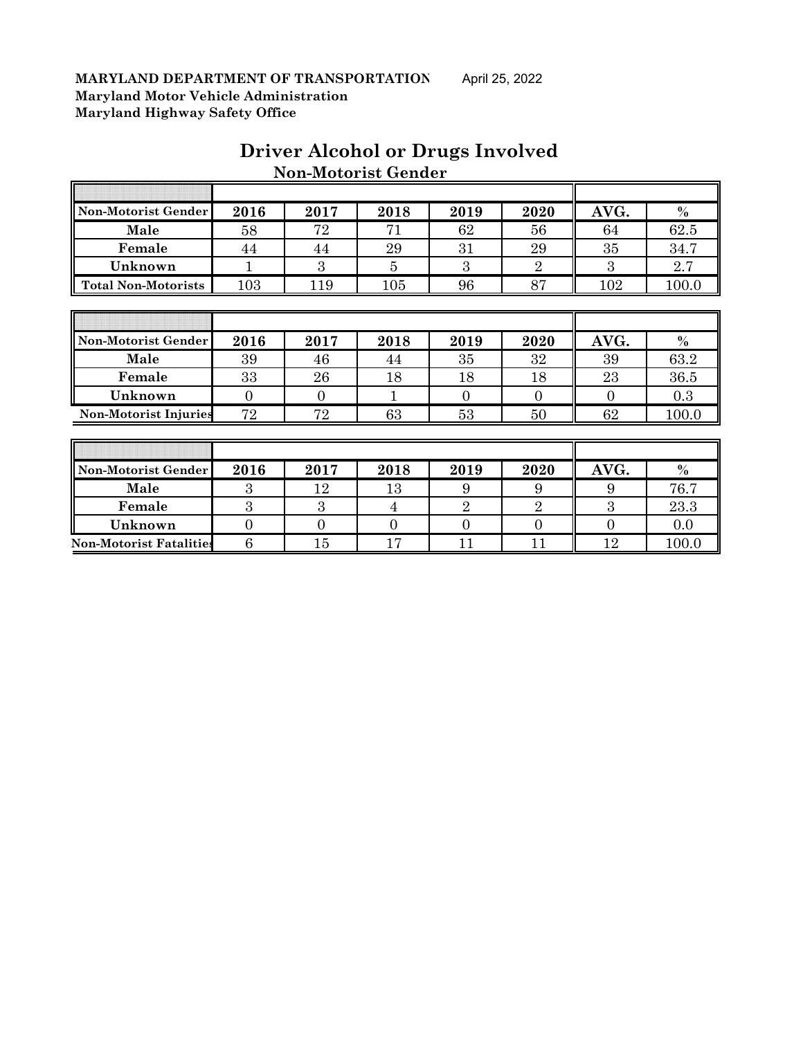**MARYLAND DEPARTMENT OF TRANSPORTATION** April 25, 2022
**Maryland Motor Vehicle Administration**
**Maryland Highway Safety Office**

# Driver Alcohol or Drugs Involved

## Non-Motorist Gender

| Non-Motorist Gender | 2016 | 2017 | 2018 | 2019 | 2020 | AVG. | % |
|---|---|---|---|---|---|---|---|
| Male | 58 | 72 | 71 | 62 | 56 | 64 | 62.5 |
| Female | 44 | 44 | 29 | 31 | 29 | 35 | 34.7 |
| Unknown | 1 | 3 | 5 | 3 | 2 | 3 | 2.7 |
| Total Non-Motorists | 103 | 119 | 105 | 96 | 87 | 102 | 100.0 |

| Non-Motorist Gender | 2016 | 2017 | 2018 | 2019 | 2020 | AVG. | % |
|---|---|---|---|---|---|---|---|
| Male | 39 | 46 | 44 | 35 | 32 | 39 | 63.2 |
| Female | 33 | 26 | 18 | 18 | 18 | 23 | 36.5 |
| Unknown | 0 | 0 | 1 | 0 | 0 | 0 | 0.3 |
| Non-Motorist Injuries | 72 | 72 | 63 | 53 | 50 | 62 | 100.0 |

| Non-Motorist Gender | 2016 | 2017 | 2018 | 2019 | 2020 | AVG. | % |
|---|---|---|---|---|---|---|---|
| Male | 3 | 12 | 13 | 9 | 9 | 9 | 76.7 |
| Female | 3 | 3 | 4 | 2 | 2 | 3 | 23.3 |
| Unknown | 0 | 0 | 0 | 0 | 0 | 0 | 0.0 |
| Non-Motorist Fatalities | 6 | 15 | 17 | 11 | 11 | 12 | 100.0 |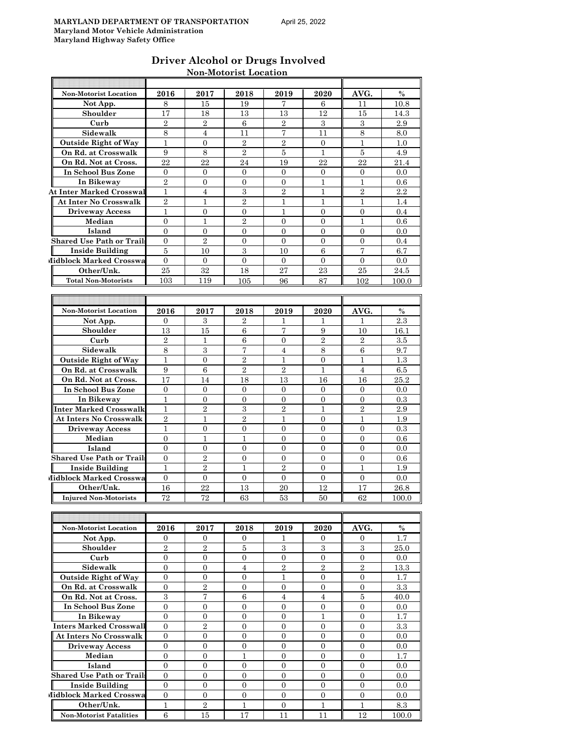**MARYLAND DEPARTMENT OF TRANSPORTATION** April 25, 2022
**Maryland Motor Vehicle Administration**
**Maryland Highway Safety Office**

## Driver Alcohol or Drugs Involved

### Non-Motorist Location

| Non-Motorist Location | 2016 | 2017 | 2018 | 2019 | 2020 | AVG. | % |
|---|---|---|---|---|---|---|---|
| Not App. | 8 | 15 | 19 | 7 | 6 | 11 | 10.8 |
| Shoulder | 17 | 18 | 13 | 13 | 12 | 15 | 14.3 |
| Curb | 2 | 2 | 6 | 2 | 3 | 3 | 2.9 |
| Sidewalk | 8 | 4 | 11 | 7 | 11 | 8 | 8.0 |
| Outside Right of Way | 1 | 0 | 2 | 2 | 0 | 1 | 1.0 |
| On Rd. at Crosswalk | 9 | 8 | 2 | 5 | 1 | 5 | 4.9 |
| On Rd. Not at Cross. | 22 | 22 | 24 | 19 | 22 | 22 | 21.4 |
| In School Bus Zone | 0 | 0 | 0 | 0 | 0 | 0 | 0.0 |
| In Bikeway | 2 | 0 | 0 | 0 | 1 | 1 | 0.6 |
| At Inter Marked Crosswal | 1 | 4 | 3 | 2 | 1 | 2 | 2.2 |
| At Inter No Crosswalk | 2 | 1 | 2 | 1 | 1 | 1 | 1.4 |
| Driveway Access | 1 | 0 | 0 | 1 | 0 | 0 | 0.4 |
| Median | 0 | 1 | 2 | 0 | 0 | 1 | 0.6 |
| Island | 0 | 0 | 0 | 0 | 0 | 0 | 0.0 |
| Shared Use Path or Trail | 0 | 2 | 0 | 0 | 0 | 0 | 0.4 |
| Inside Building | 5 | 10 | 3 | 10 | 6 | 7 | 6.7 |
| Midblock Marked Crosswa | 0 | 0 | 0 | 0 | 0 | 0 | 0.0 |
| Other/Unk. | 25 | 32 | 18 | 27 | 23 | 25 | 24.5 |
| Total Non-Motorists | 103 | 119 | 105 | 96 | 87 | 102 | 100.0 |

| Non-Motorist Location | 2016 | 2017 | 2018 | 2019 | 2020 | AVG. | % |
|---|---|---|---|---|---|---|---|
| Not App. | 0 | 3 | 2 | 1 | 1 | 1 | 2.3 |
| Shoulder | 13 | 15 | 6 | 7 | 9 | 10 | 16.1 |
| Curb | 2 | 1 | 6 | 0 | 2 | 2 | 3.5 |
| Sidewalk | 8 | 3 | 7 | 4 | 8 | 6 | 9.7 |
| Outside Right of Way | 1 | 0 | 2 | 1 | 0 | 1 | 1.3 |
| On Rd. at Crosswalk | 9 | 6 | 2 | 2 | 1 | 4 | 6.5 |
| On Rd. Not at Cross. | 17 | 14 | 18 | 13 | 16 | 16 | 25.2 |
| In School Bus Zone | 0 | 0 | 0 | 0 | 0 | 0 | 0.0 |
| In Bikeway | 1 | 0 | 0 | 0 | 0 | 0 | 0.3 |
| Inter Marked Crosswalk | 1 | 2 | 3 | 2 | 1 | 2 | 2.9 |
| At Inters No Crosswalk | 2 | 1 | 2 | 1 | 0 | 1 | 1.9 |
| Driveway Access | 1 | 0 | 0 | 0 | 0 | 0 | 0.3 |
| Median | 0 | 1 | 1 | 0 | 0 | 0 | 0.6 |
| Island | 0 | 0 | 0 | 0 | 0 | 0 | 0.0 |
| Shared Use Path or Trail | 0 | 2 | 0 | 0 | 0 | 0 | 0.6 |
| Inside Building | 1 | 2 | 1 | 2 | 0 | 1 | 1.9 |
| Midblock Marked Crosswa | 0 | 0 | 0 | 0 | 0 | 0 | 0.0 |
| Other/Unk. | 16 | 22 | 13 | 20 | 12 | 17 | 26.8 |
| Injured Non-Motorists | 72 | 72 | 63 | 53 | 50 | 62 | 100.0 |

| Non-Motorist Location | 2016 | 2017 | 2018 | 2019 | 2020 | AVG. | % |
|---|---|---|---|---|---|---|---|
| Not App. | 0 | 0 | 0 | 1 | 0 | 0 | 1.7 |
| Shoulder | 2 | 2 | 5 | 3 | 3 | 3 | 25.0 |
| Curb | 0 | 0 | 0 | 0 | 0 | 0 | 0.0 |
| Sidewalk | 0 | 0 | 4 | 2 | 2 | 2 | 13.3 |
| Outside Right of Way | 0 | 0 | 0 | 1 | 0 | 0 | 1.7 |
| On Rd. at Crosswalk | 0 | 2 | 0 | 0 | 0 | 0 | 3.3 |
| On Rd. Not at Cross. | 3 | 7 | 6 | 4 | 4 | 5 | 40.0 |
| In School Bus Zone | 0 | 0 | 0 | 0 | 0 | 0 | 0.0 |
| In Bikeway | 0 | 0 | 0 | 0 | 1 | 0 | 1.7 |
| Inters Marked Crosswall | 0 | 2 | 0 | 0 | 0 | 0 | 3.3 |
| At Inters No Crosswalk | 0 | 0 | 0 | 0 | 0 | 0 | 0.0 |
| Driveway Access | 0 | 0 | 0 | 0 | 0 | 0 | 0.0 |
| Median | 0 | 0 | 1 | 0 | 0 | 0 | 1.7 |
| Island | 0 | 0 | 0 | 0 | 0 | 0 | 0.0 |
| Shared Use Path or Trail | 0 | 0 | 0 | 0 | 0 | 0 | 0.0 |
| Inside Building | 0 | 0 | 0 | 0 | 0 | 0 | 0.0 |
| Midblock Marked Crosswa | 0 | 0 | 0 | 0 | 0 | 0 | 0.0 |
| Other/Unk. | 1 | 2 | 1 | 0 | 1 | 1 | 8.3 |
| Non-Motorist Fatalities | 6 | 15 | 17 | 11 | 11 | 12 | 100.0 |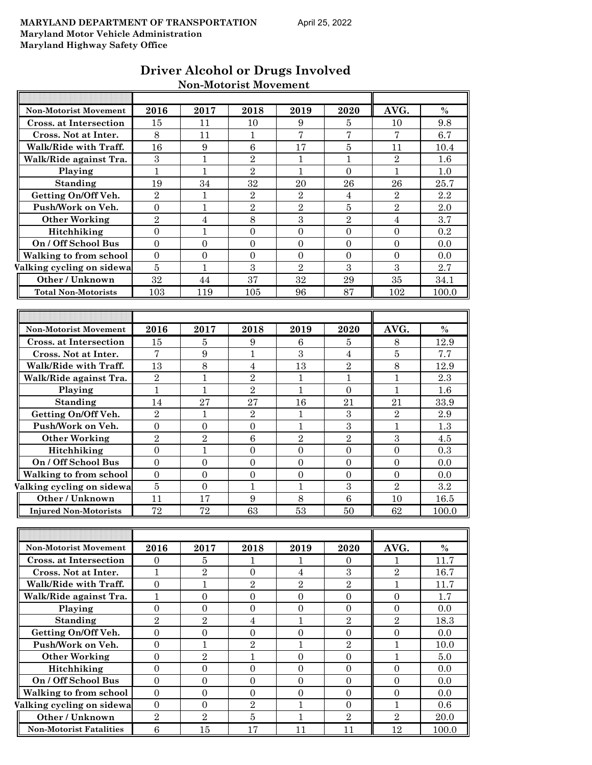**MARYLAND DEPARTMENT OF TRANSPORTATION** April 25, 2022
**Maryland Motor Vehicle Administration**
**Maryland Highway Safety Office**

## Driver Alcohol or Drugs Involved

### Non-Motorist Movement

| Non-Motorist Movement | 2016 | 2017 | 2018 | 2019 | 2020 | AVG. | % |
|---|---|---|---|---|---|---|---|
| Cross. at Intersection | 15 | 11 | 10 | 9 | 5 | 10 | 9.8 |
| Cross. Not at Inter. | 8 | 11 | 1 | 7 | 7 | 7 | 6.7 |
| Walk/Ride with Traff. | 16 | 9 | 6 | 17 | 5 | 11 | 10.4 |
| Walk/Ride against Tra. | 3 | 1 | 2 | 1 | 1 | 2 | 1.6 |
| Playing | 1 | 1 | 2 | 1 | 0 | 1 | 1.0 |
| Standing | 19 | 34 | 32 | 20 | 26 | 26 | 25.7 |
| Getting On/Off Veh. | 2 | 1 | 2 | 2 | 4 | 2 | 2.2 |
| Push/Work on Veh. | 0 | 1 | 2 | 2 | 5 | 2 | 2.0 |
| Other Working | 2 | 4 | 8 | 3 | 2 | 4 | 3.7 |
| Hitchhiking | 0 | 1 | 0 | 0 | 0 | 0 | 0.2 |
| On / Off School Bus | 0 | 0 | 0 | 0 | 0 | 0 | 0.0 |
| Walking to from school | 0 | 0 | 0 | 0 | 0 | 0 | 0.0 |
| Walking cycling on sidewa | 5 | 1 | 3 | 2 | 3 | 3 | 2.7 |
| Other / Unknown | 32 | 44 | 37 | 32 | 29 | 35 | 34.1 |
| Total Non-Motorists | 103 | 119 | 105 | 96 | 87 | 102 | 100.0 |

| Non-Motorist Movement | 2016 | 2017 | 2018 | 2019 | 2020 | AVG. | % |
|---|---|---|---|---|---|---|---|
| Cross. at Intersection | 15 | 5 | 9 | 6 | 5 | 8 | 12.9 |
| Cross. Not at Inter. | 7 | 9 | 1 | 3 | 4 | 5 | 7.7 |
| Walk/Ride with Traff. | 13 | 8 | 4 | 13 | 2 | 8 | 12.9 |
| Walk/Ride against Tra. | 2 | 1 | 2 | 1 | 1 | 1 | 2.3 |
| Playing | 1 | 1 | 2 | 1 | 0 | 1 | 1.6 |
| Standing | 14 | 27 | 27 | 16 | 21 | 21 | 33.9 |
| Getting On/Off Veh. | 2 | 1 | 2 | 1 | 3 | 2 | 2.9 |
| Push/Work on Veh. | 0 | 0 | 0 | 1 | 3 | 1 | 1.3 |
| Other Working | 2 | 2 | 6 | 2 | 2 | 3 | 4.5 |
| Hitchhiking | 0 | 1 | 0 | 0 | 0 | 0 | 0.3 |
| On / Off School Bus | 0 | 0 | 0 | 0 | 0 | 0 | 0.0 |
| Walking to from school | 0 | 0 | 0 | 0 | 0 | 0 | 0.0 |
| Walking cycling on sidewa | 5 | 0 | 1 | 1 | 3 | 2 | 3.2 |
| Other / Unknown | 11 | 17 | 9 | 8 | 6 | 10 | 16.5 |
| Injured Non-Motorists | 72 | 72 | 63 | 53 | 50 | 62 | 100.0 |

| Non-Motorist Movement | 2016 | 2017 | 2018 | 2019 | 2020 | AVG. | % |
|---|---|---|---|---|---|---|---|
| Cross. at Intersection | 0 | 5 | 1 | 1 | 0 | 1 | 11.7 |
| Cross. Not at Inter. | 1 | 2 | 0 | 4 | 3 | 2 | 16.7 |
| Walk/Ride with Traff. | 0 | 1 | 2 | 2 | 2 | 1 | 11.7 |
| Walk/Ride against Tra. | 1 | 0 | 0 | 0 | 0 | 0 | 1.7 |
| Playing | 0 | 0 | 0 | 0 | 0 | 0 | 0.0 |
| Standing | 2 | 2 | 4 | 1 | 2 | 2 | 18.3 |
| Getting On/Off Veh. | 0 | 0 | 0 | 0 | 0 | 0 | 0.0 |
| Push/Work on Veh. | 0 | 1 | 2 | 1 | 2 | 1 | 10.0 |
| Other Working | 0 | 2 | 1 | 0 | 0 | 1 | 5.0 |
| Hitchhiking | 0 | 0 | 0 | 0 | 0 | 0 | 0.0 |
| On / Off School Bus | 0 | 0 | 0 | 0 | 0 | 0 | 0.0 |
| Walking to from school | 0 | 0 | 0 | 0 | 0 | 0 | 0.0 |
| Walking cycling on sidewa | 0 | 0 | 2 | 1 | 0 | 1 | 0.6 |
| Other / Unknown | 2 | 2 | 5 | 1 | 2 | 2 | 20.0 |
| Non-Motorist Fatalities | 6 | 15 | 17 | 11 | 11 | 12 | 100.0 |